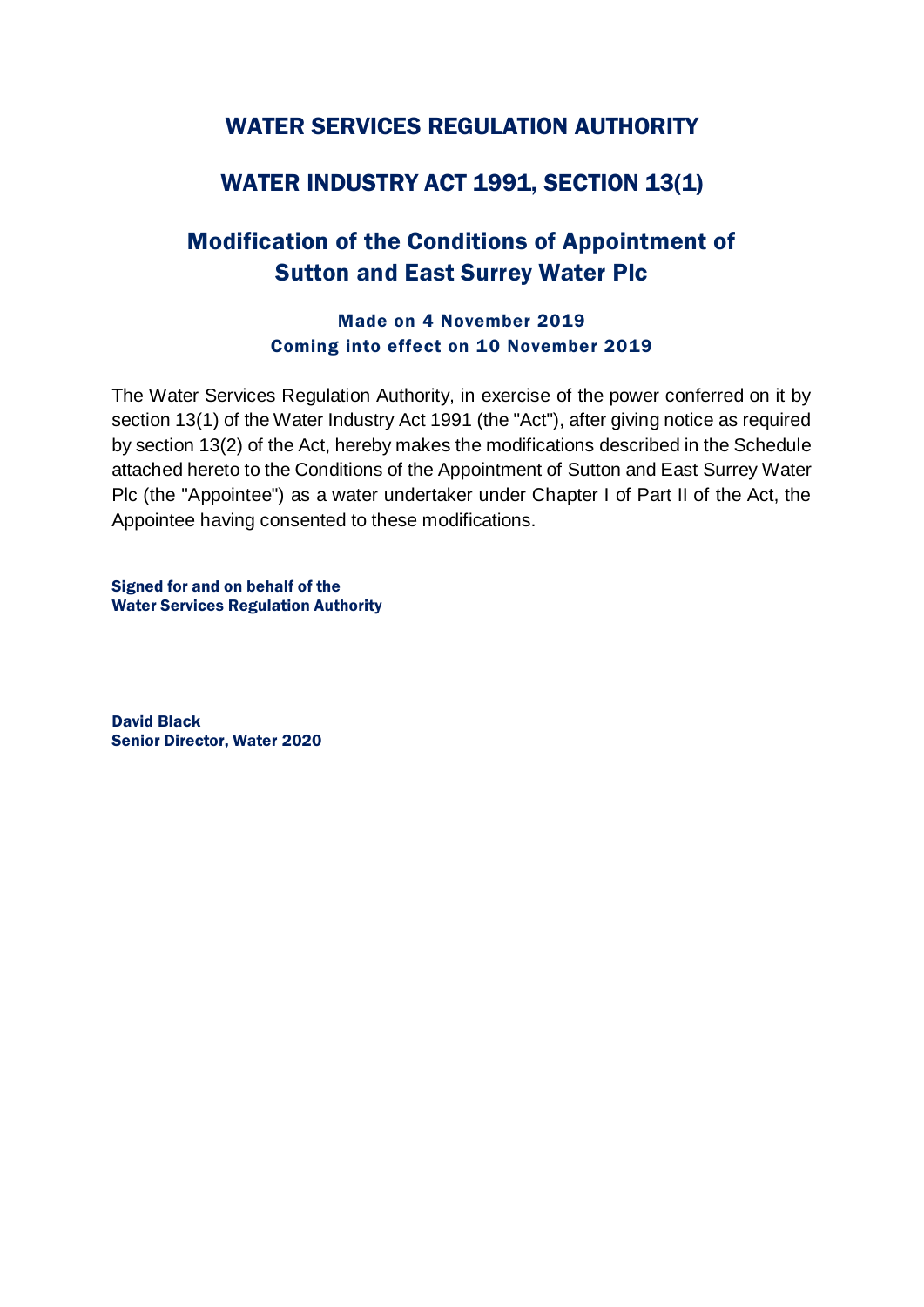# WATER SERVICES REGULATION AUTHORITY

## WATER INDUSTRY ACT 1991, SECTION 13(1)

## Modification of the Conditions of Appointment of Sutton and East Surrey Water Plc

### Made on 4 November 2019
### Coming into effect on 10 November 2019

The Water Services Regulation Authority, in exercise of the power conferred on it by section 13(1) of the Water Industry Act 1991 (the "Act"), after giving notice as required by section 13(2) of the Act, hereby makes the modifications described in the Schedule attached hereto to the Conditions of the Appointment of Sutton and East Surrey Water Plc (the "Appointee") as a water undertaker under Chapter I of Part II of the Act, the Appointee having consented to these modifications.

**Signed for and on behalf of the**
**Water Services Regulation Authority**

**David Black**
**Senior Director, Water 2020**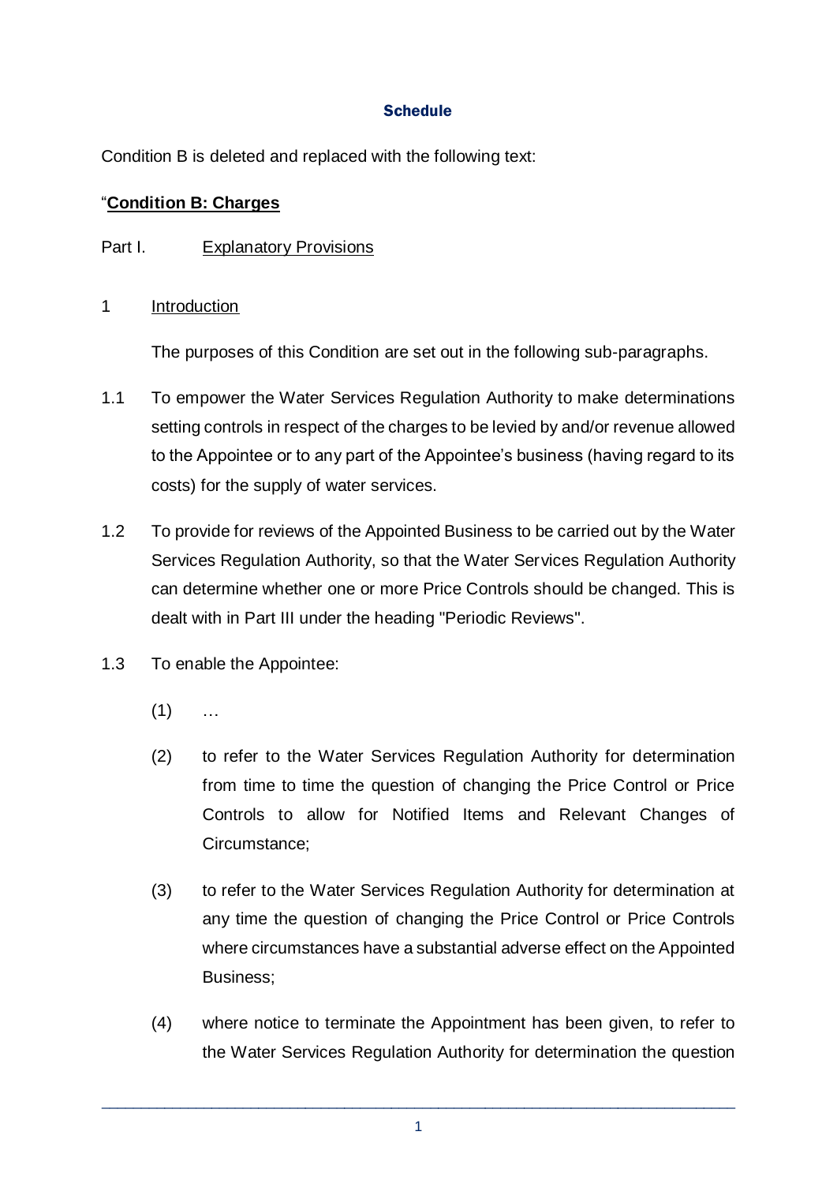**Schedule**

Condition B is deleted and replaced with the following text:

"**Condition B: Charges**

Part I. Explanatory Provisions

1 Introduction

The purposes of this Condition are set out in the following sub-paragraphs.

1.1 To empower the Water Services Regulation Authority to make determinations setting controls in respect of the charges to be levied by and/or revenue allowed to the Appointee or to any part of the Appointee's business (having regard to its costs) for the supply of water services.

1.2 To provide for reviews of the Appointed Business to be carried out by the Water Services Regulation Authority, so that the Water Services Regulation Authority can determine whether one or more Price Controls should be changed. This is dealt with in Part III under the heading "Periodic Reviews".

1.3 To enable the Appointee:

(1) …

(2) to refer to the Water Services Regulation Authority for determination from time to time the question of changing the Price Control or Price Controls to allow for Notified Items and Relevant Changes of Circumstance;

(3) to refer to the Water Services Regulation Authority for determination at any time the question of changing the Price Control or Price Controls where circumstances have a substantial adverse effect on the Appointed Business;

(4) where notice to terminate the Appointment has been given, to refer to the Water Services Regulation Authority for determination the question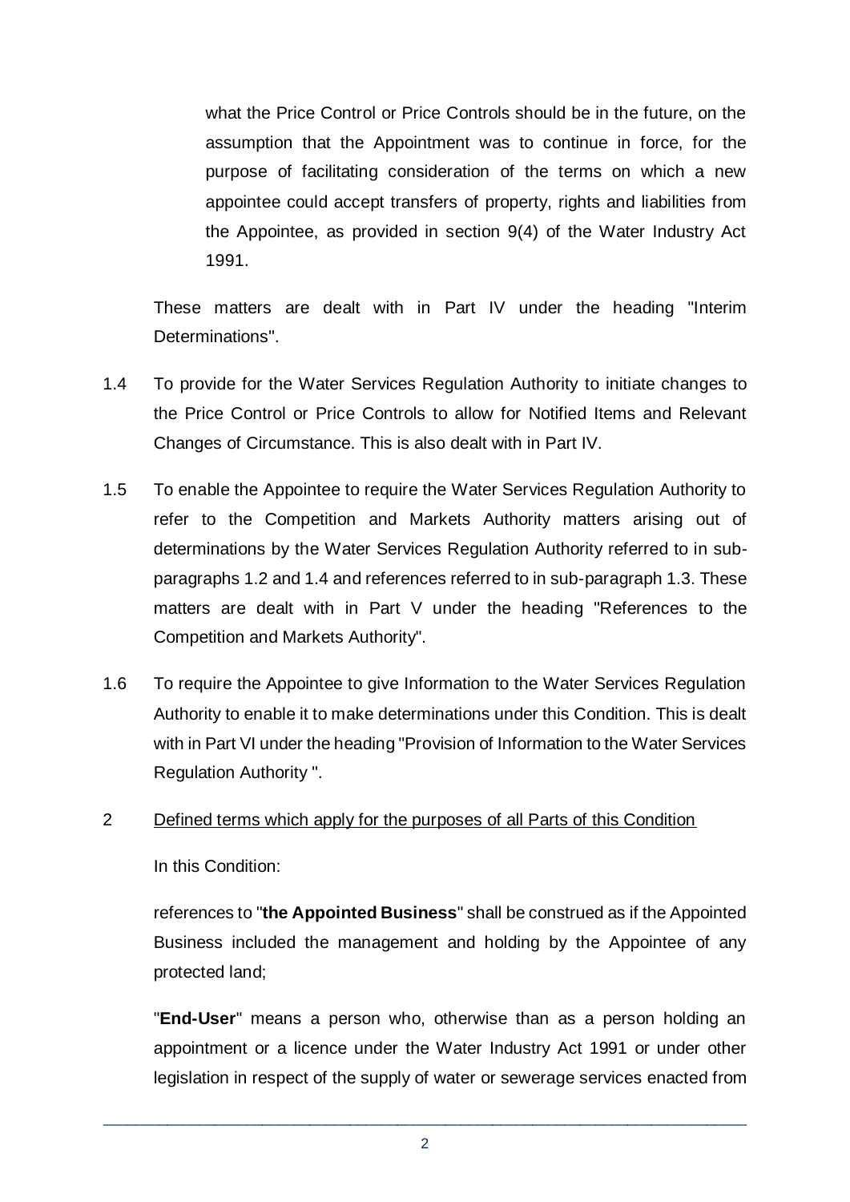what the Price Control or Price Controls should be in the future, on the assumption that the Appointment was to continue in force, for the purpose of facilitating consideration of the terms on which a new appointee could accept transfers of property, rights and liabilities from the Appointee, as provided in section 9(4) of the Water Industry Act 1991.

These matters are dealt with in Part IV under the heading "Interim Determinations".

1.4 To provide for the Water Services Regulation Authority to initiate changes to the Price Control or Price Controls to allow for Notified Items and Relevant Changes of Circumstance. This is also dealt with in Part IV.

1.5 To enable the Appointee to require the Water Services Regulation Authority to refer to the Competition and Markets Authority matters arising out of determinations by the Water Services Regulation Authority referred to in sub-paragraphs 1.2 and 1.4 and references referred to in sub-paragraph 1.3. These matters are dealt with in Part V under the heading "References to the Competition and Markets Authority".

1.6 To require the Appointee to give Information to the Water Services Regulation Authority to enable it to make determinations under this Condition. This is dealt with in Part VI under the heading "Provision of Information to the Water Services Regulation Authority ".

2 Defined terms which apply for the purposes of all Parts of this Condition

In this Condition:

references to "**the Appointed Business**" shall be construed as if the Appointed Business included the management and holding by the Appointee of any protected land;

"**End-User**" means a person who, otherwise than as a person holding an appointment or a licence under the Water Industry Act 1991 or under other legislation in respect of the supply of water or sewerage services enacted from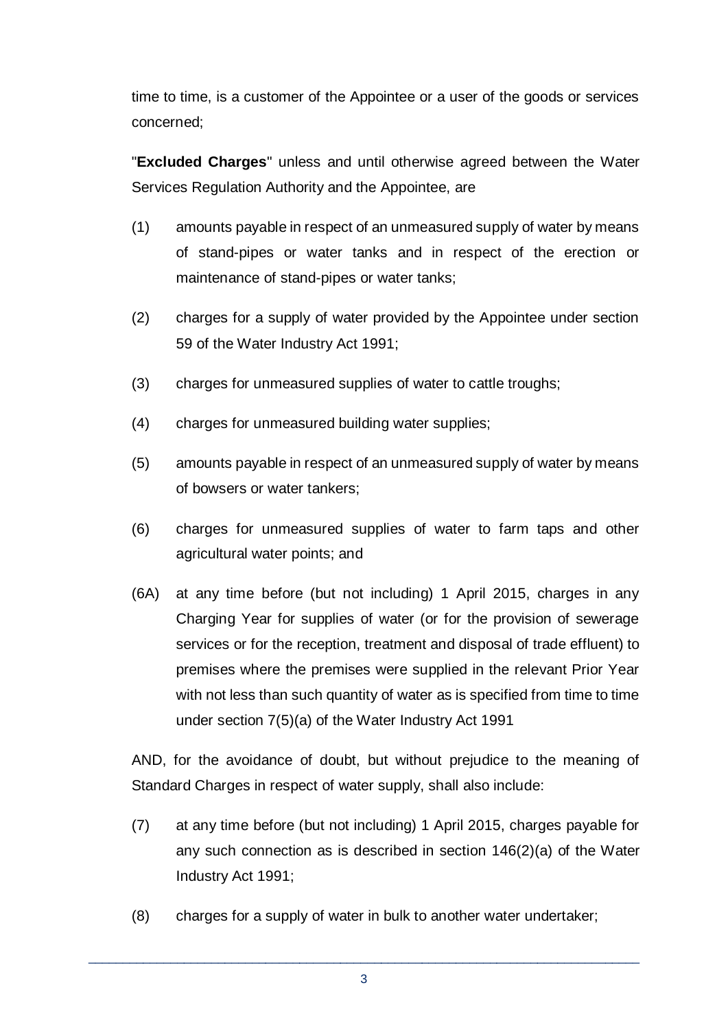time to time, is a customer of the Appointee or a user of the goods or services concerned;

"**Excluded Charges**" unless and until otherwise agreed between the Water Services Regulation Authority and the Appointee, are

(1) amounts payable in respect of an unmeasured supply of water by means of stand-pipes or water tanks and in respect of the erection or maintenance of stand-pipes or water tanks;

(2) charges for a supply of water provided by the Appointee under section 59 of the Water Industry Act 1991;

(3) charges for unmeasured supplies of water to cattle troughs;

(4) charges for unmeasured building water supplies;

(5) amounts payable in respect of an unmeasured supply of water by means of bowsers or water tankers;

(6) charges for unmeasured supplies of water to farm taps and other agricultural water points; and

(6A) at any time before (but not including) 1 April 2015, charges in any Charging Year for supplies of water (or for the provision of sewerage services or for the reception, treatment and disposal of trade effluent) to premises where the premises were supplied in the relevant Prior Year with not less than such quantity of water as is specified from time to time under section 7(5)(a) of the Water Industry Act 1991

AND, for the avoidance of doubt, but without prejudice to the meaning of Standard Charges in respect of water supply, shall also include:

(7) at any time before (but not including) 1 April 2015, charges payable for any such connection as is described in section 146(2)(a) of the Water Industry Act 1991;

(8) charges for a supply of water in bulk to another water undertaker;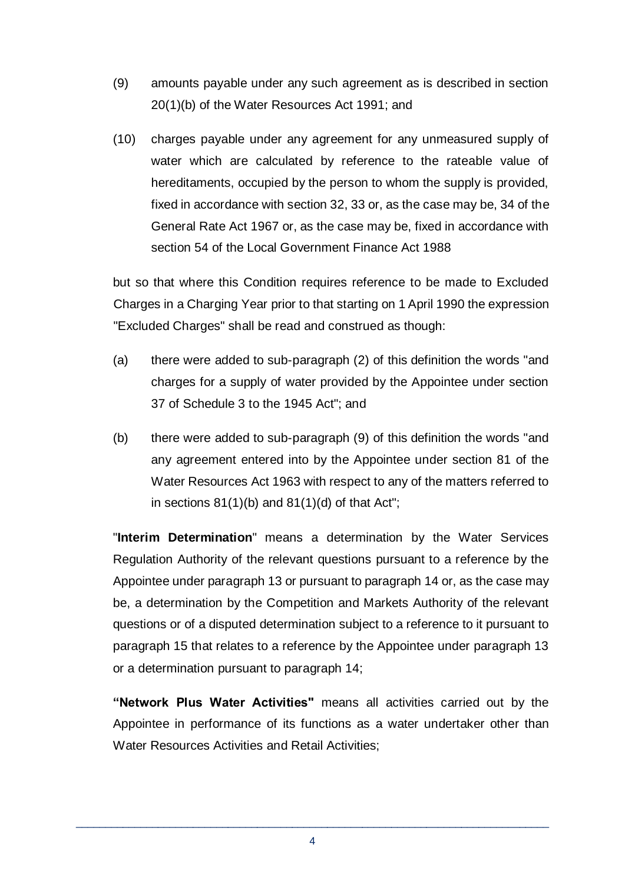(9) amounts payable under any such agreement as is described in section 20(1)(b) of the Water Resources Act 1991; and

(10) charges payable under any agreement for any unmeasured supply of water which are calculated by reference to the rateable value of hereditaments, occupied by the person to whom the supply is provided, fixed in accordance with section 32, 33 or, as the case may be, 34 of the General Rate Act 1967 or, as the case may be, fixed in accordance with section 54 of the Local Government Finance Act 1988

but so that where this Condition requires reference to be made to Excluded Charges in a Charging Year prior to that starting on 1 April 1990 the expression "Excluded Charges" shall be read and construed as though:

(a) there were added to sub-paragraph (2) of this definition the words "and charges for a supply of water provided by the Appointee under section 37 of Schedule 3 to the 1945 Act"; and

(b) there were added to sub-paragraph (9) of this definition the words "and any agreement entered into by the Appointee under section 81 of the Water Resources Act 1963 with respect to any of the matters referred to in sections 81(1)(b) and 81(1)(d) of that Act";

"**Interim Determination**" means a determination by the Water Services Regulation Authority of the relevant questions pursuant to a reference by the Appointee under paragraph 13 or pursuant to paragraph 14 or, as the case may be, a determination by the Competition and Markets Authority of the relevant questions or of a disputed determination subject to a reference to it pursuant to paragraph 15 that relates to a reference by the Appointee under paragraph 13 or a determination pursuant to paragraph 14;

**"Network Plus Water Activities"** means all activities carried out by the Appointee in performance of its functions as a water undertaker other than Water Resources Activities and Retail Activities;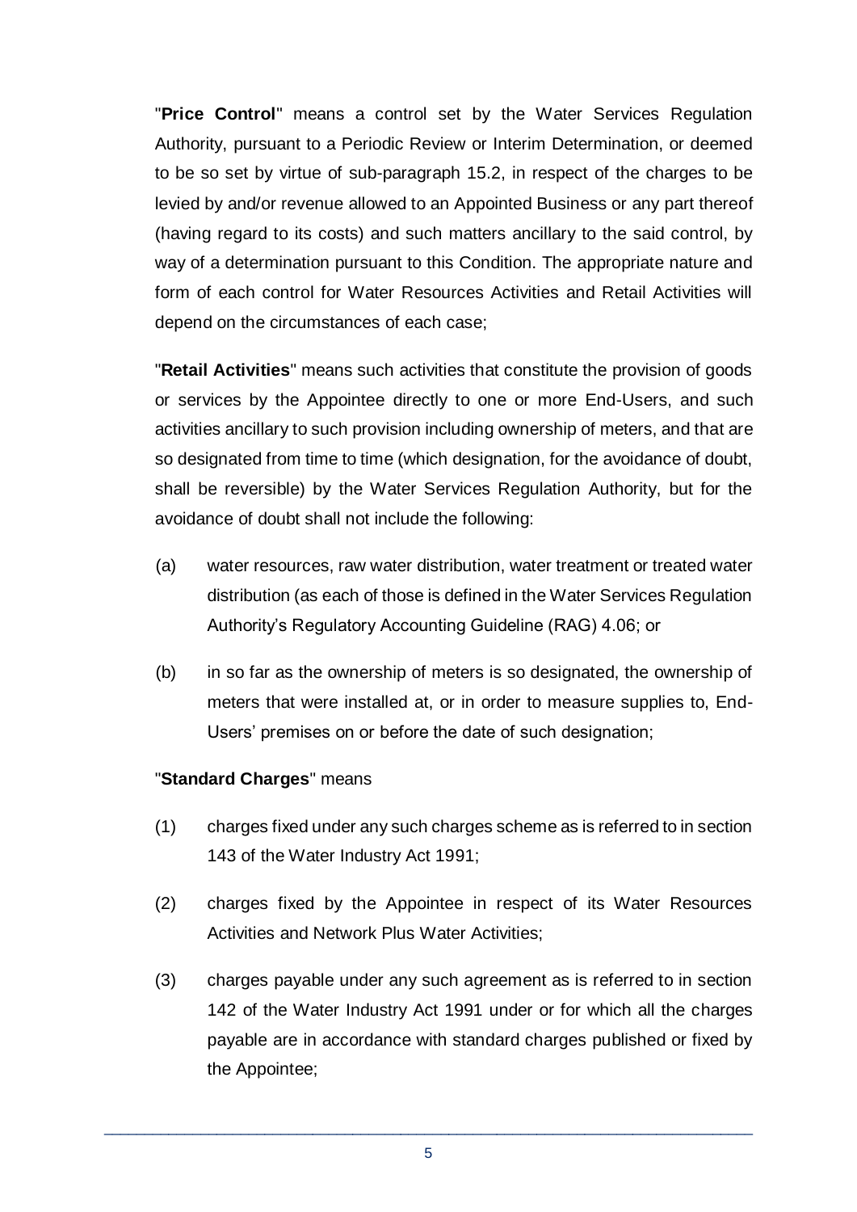"**Price Control**" means a control set by the Water Services Regulation Authority, pursuant to a Periodic Review or Interim Determination, or deemed to be so set by virtue of sub-paragraph 15.2, in respect of the charges to be levied by and/or revenue allowed to an Appointed Business or any part thereof (having regard to its costs) and such matters ancillary to the said control, by way of a determination pursuant to this Condition. The appropriate nature and form of each control for Water Resources Activities and Retail Activities will depend on the circumstances of each case;

"**Retail Activities**" means such activities that constitute the provision of goods or services by the Appointee directly to one or more End-Users, and such activities ancillary to such provision including ownership of meters, and that are so designated from time to time (which designation, for the avoidance of doubt, shall be reversible) by the Water Services Regulation Authority, but for the avoidance of doubt shall not include the following:

(a) water resources, raw water distribution, water treatment or treated water distribution (as each of those is defined in the Water Services Regulation Authority's Regulatory Accounting Guideline (RAG) 4.06; or

(b) in so far as the ownership of meters is so designated, the ownership of meters that were installed at, or in order to measure supplies to, End-Users' premises on or before the date of such designation;

"**Standard Charges**" means

(1) charges fixed under any such charges scheme as is referred to in section 143 of the Water Industry Act 1991;

(2) charges fixed by the Appointee in respect of its Water Resources Activities and Network Plus Water Activities;

(3) charges payable under any such agreement as is referred to in section 142 of the Water Industry Act 1991 under or for which all the charges payable are in accordance with standard charges published or fixed by the Appointee;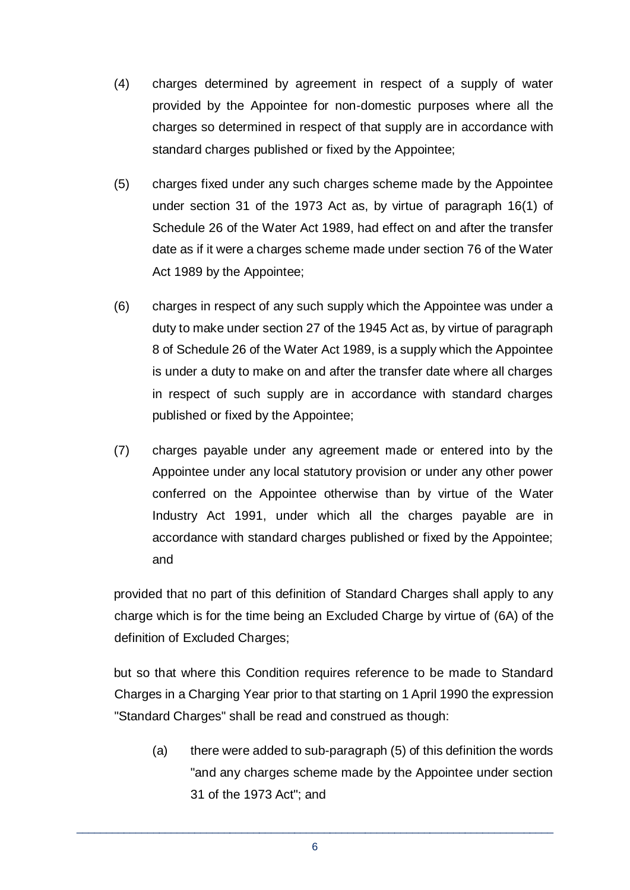(4) charges determined by agreement in respect of a supply of water provided by the Appointee for non-domestic purposes where all the charges so determined in respect of that supply are in accordance with standard charges published or fixed by the Appointee;

(5) charges fixed under any such charges scheme made by the Appointee under section 31 of the 1973 Act as, by virtue of paragraph 16(1) of Schedule 26 of the Water Act 1989, had effect on and after the transfer date as if it were a charges scheme made under section 76 of the Water Act 1989 by the Appointee;

(6) charges in respect of any such supply which the Appointee was under a duty to make under section 27 of the 1945 Act as, by virtue of paragraph 8 of Schedule 26 of the Water Act 1989, is a supply which the Appointee is under a duty to make on and after the transfer date where all charges in respect of such supply are in accordance with standard charges published or fixed by the Appointee;

(7) charges payable under any agreement made or entered into by the Appointee under any local statutory provision or under any other power conferred on the Appointee otherwise than by virtue of the Water Industry Act 1991, under which all the charges payable are in accordance with standard charges published or fixed by the Appointee; and

provided that no part of this definition of Standard Charges shall apply to any charge which is for the time being an Excluded Charge by virtue of (6A) of the definition of Excluded Charges;

but so that where this Condition requires reference to be made to Standard Charges in a Charging Year prior to that starting on 1 April 1990 the expression "Standard Charges" shall be read and construed as though:

(a) there were added to sub-paragraph (5) of this definition the words "and any charges scheme made by the Appointee under section 31 of the 1973 Act"; and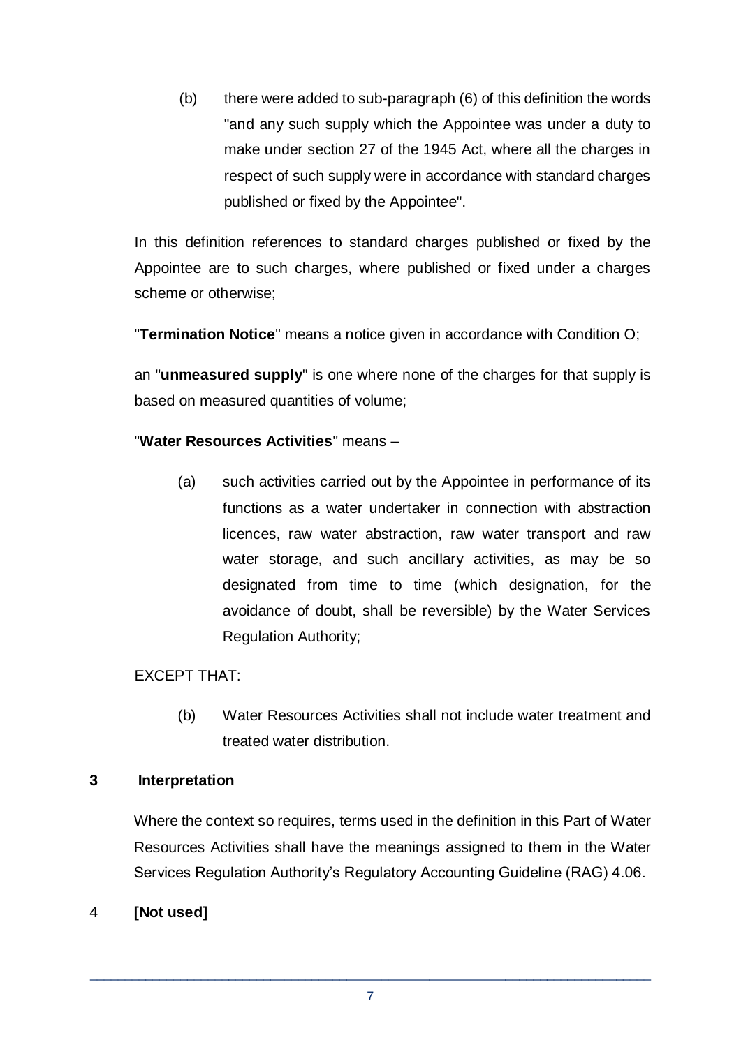(b) there were added to sub-paragraph (6) of this definition the words "and any such supply which the Appointee was under a duty to make under section 27 of the 1945 Act, where all the charges in respect of such supply were in accordance with standard charges published or fixed by the Appointee".

In this definition references to standard charges published or fixed by the Appointee are to such charges, where published or fixed under a charges scheme or otherwise;

"**Termination Notice**" means a notice given in accordance with Condition O;

an "**unmeasured supply**" is one where none of the charges for that supply is based on measured quantities of volume;

"**Water Resources Activities**" means –

(a) such activities carried out by the Appointee in performance of its functions as a water undertaker in connection with abstraction licences, raw water abstraction, raw water transport and raw water storage, and such ancillary activities, as may be so designated from time to time (which designation, for the avoidance of doubt, shall be reversible) by the Water Services Regulation Authority;

EXCEPT THAT:

(b) Water Resources Activities shall not include water treatment and treated water distribution.

## 3 Interpretation

Where the context so requires, terms used in the definition in this Part of Water Resources Activities shall have the meanings assigned to them in the Water Services Regulation Authority's Regulatory Accounting Guideline (RAG) 4.06.

## 4 [Not used]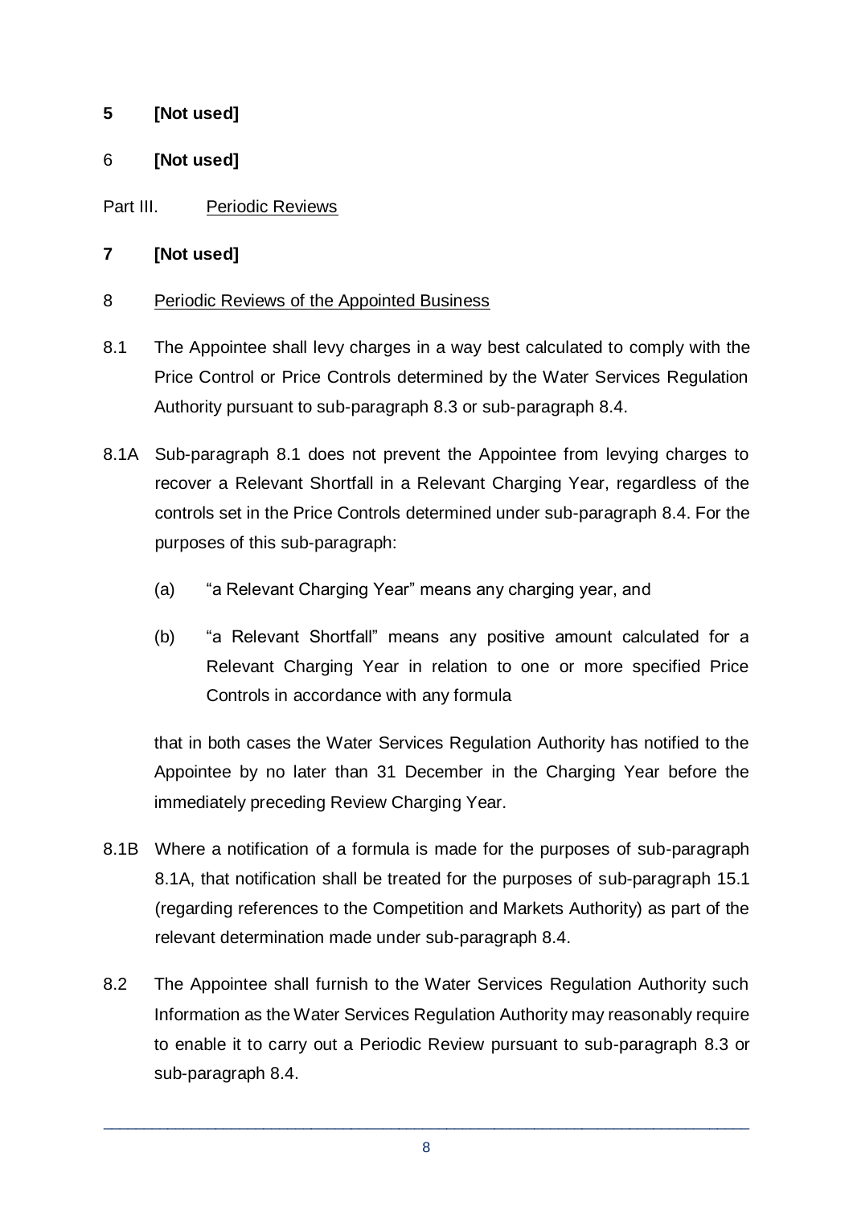**5 [Not used]**

6 **[Not used]**

Part III. Periodic Reviews

**7 [Not used]**

8 Periodic Reviews of the Appointed Business

8.1 The Appointee shall levy charges in a way best calculated to comply with the Price Control or Price Controls determined by the Water Services Regulation Authority pursuant to sub-paragraph 8.3 or sub-paragraph 8.4.

8.1A Sub-paragraph 8.1 does not prevent the Appointee from levying charges to recover a Relevant Shortfall in a Relevant Charging Year, regardless of the controls set in the Price Controls determined under sub-paragraph 8.4. For the purposes of this sub-paragraph:

(a) "a Relevant Charging Year" means any charging year, and

(b) "a Relevant Shortfall" means any positive amount calculated for a Relevant Charging Year in relation to one or more specified Price Controls in accordance with any formula

that in both cases the Water Services Regulation Authority has notified to the Appointee by no later than 31 December in the Charging Year before the immediately preceding Review Charging Year.

8.1B Where a notification of a formula is made for the purposes of sub-paragraph 8.1A, that notification shall be treated for the purposes of sub-paragraph 15.1 (regarding references to the Competition and Markets Authority) as part of the relevant determination made under sub-paragraph 8.4.

8.2 The Appointee shall furnish to the Water Services Regulation Authority such Information as the Water Services Regulation Authority may reasonably require to enable it to carry out a Periodic Review pursuant to sub-paragraph 8.3 or sub-paragraph 8.4.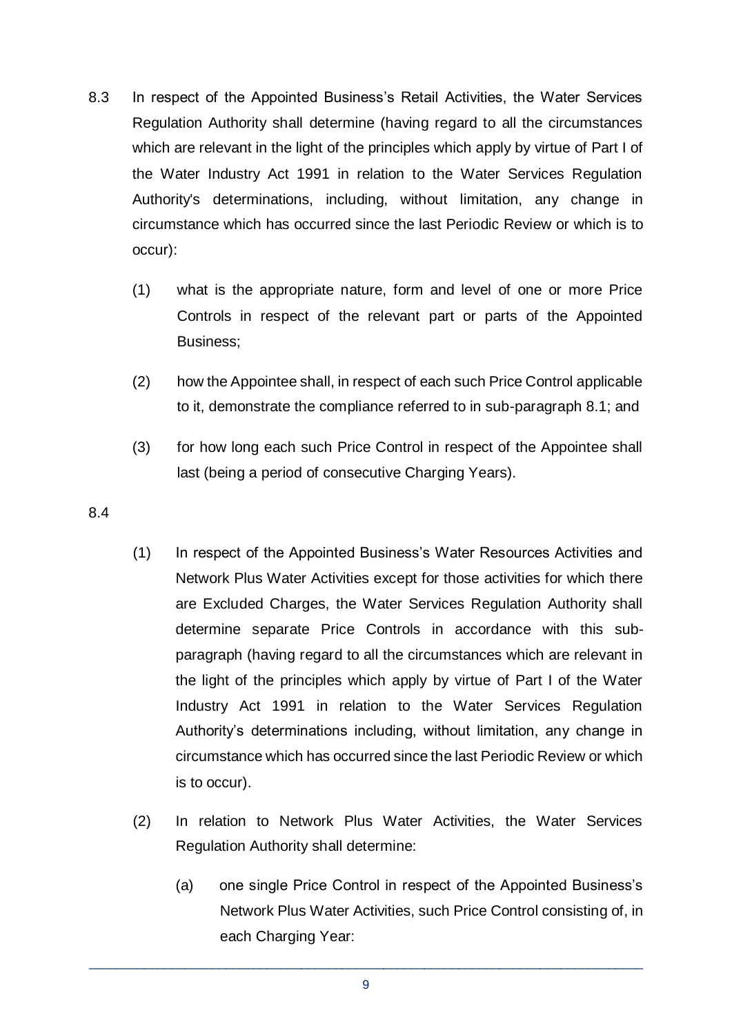8.3 In respect of the Appointed Business's Retail Activities, the Water Services Regulation Authority shall determine (having regard to all the circumstances which are relevant in the light of the principles which apply by virtue of Part I of the Water Industry Act 1991 in relation to the Water Services Regulation Authority's determinations, including, without limitation, any change in circumstance which has occurred since the last Periodic Review or which is to occur):

(1) what is the appropriate nature, form and level of one or more Price Controls in respect of the relevant part or parts of the Appointed Business;

(2) how the Appointee shall, in respect of each such Price Control applicable to it, demonstrate the compliance referred to in sub-paragraph 8.1; and

(3) for how long each such Price Control in respect of the Appointee shall last (being a period of consecutive Charging Years).

8.4

(1) In respect of the Appointed Business's Water Resources Activities and Network Plus Water Activities except for those activities for which there are Excluded Charges, the Water Services Regulation Authority shall determine separate Price Controls in accordance with this sub-paragraph (having regard to all the circumstances which are relevant in the light of the principles which apply by virtue of Part I of the Water Industry Act 1991 in relation to the Water Services Regulation Authority's determinations including, without limitation, any change in circumstance which has occurred since the last Periodic Review or which is to occur).

(2) In relation to Network Plus Water Activities, the Water Services Regulation Authority shall determine:

(a) one single Price Control in respect of the Appointed Business's Network Plus Water Activities, such Price Control consisting of, in each Charging Year: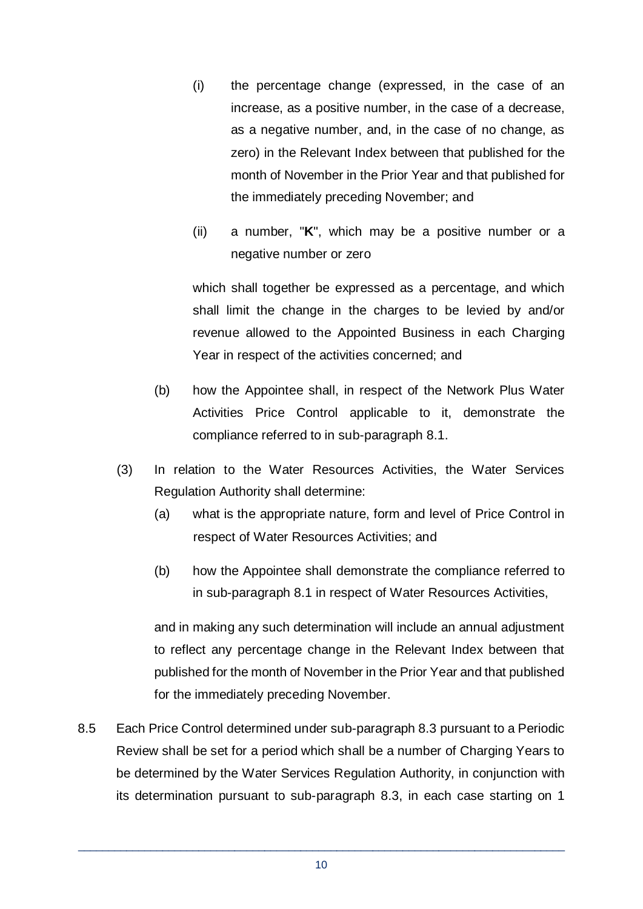(i) the percentage change (expressed, in the case of an increase, as a positive number, in the case of a decrease, as a negative number, and, in the case of no change, as zero) in the Relevant Index between that published for the month of November in the Prior Year and that published for the immediately preceding November; and

(ii) a number, "**K**", which may be a positive number or a negative number or zero

which shall together be expressed as a percentage, and which shall limit the change in the charges to be levied by and/or revenue allowed to the Appointed Business in each Charging Year in respect of the activities concerned; and

(b) how the Appointee shall, in respect of the Network Plus Water Activities Price Control applicable to it, demonstrate the compliance referred to in sub-paragraph 8.1.

(3) In relation to the Water Resources Activities, the Water Services Regulation Authority shall determine:

(a) what is the appropriate nature, form and level of Price Control in respect of Water Resources Activities; and

(b) how the Appointee shall demonstrate the compliance referred to in sub-paragraph 8.1 in respect of Water Resources Activities,

and in making any such determination will include an annual adjustment to reflect any percentage change in the Relevant Index between that published for the month of November in the Prior Year and that published for the immediately preceding November.

8.5 Each Price Control determined under sub-paragraph 8.3 pursuant to a Periodic Review shall be set for a period which shall be a number of Charging Years to be determined by the Water Services Regulation Authority, in conjunction with its determination pursuant to sub-paragraph 8.3, in each case starting on 1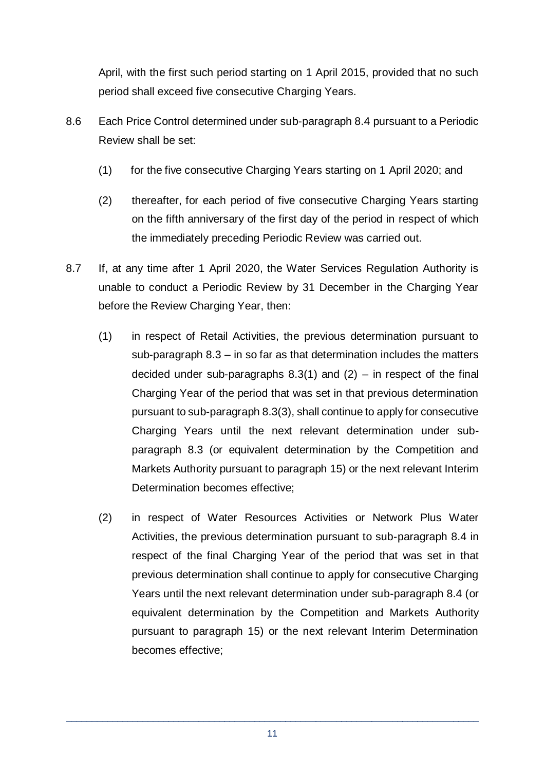April, with the first such period starting on 1 April 2015, provided that no such period shall exceed five consecutive Charging Years.

8.6 Each Price Control determined under sub-paragraph 8.4 pursuant to a Periodic Review shall be set:

(1) for the five consecutive Charging Years starting on 1 April 2020; and

(2) thereafter, for each period of five consecutive Charging Years starting on the fifth anniversary of the first day of the period in respect of which the immediately preceding Periodic Review was carried out.

8.7 If, at any time after 1 April 2020, the Water Services Regulation Authority is unable to conduct a Periodic Review by 31 December in the Charging Year before the Review Charging Year, then:

(1) in respect of Retail Activities, the previous determination pursuant to sub-paragraph 8.3 – in so far as that determination includes the matters decided under sub-paragraphs 8.3(1) and (2) – in respect of the final Charging Year of the period that was set in that previous determination pursuant to sub-paragraph 8.3(3), shall continue to apply for consecutive Charging Years until the next relevant determination under sub-paragraph 8.3 (or equivalent determination by the Competition and Markets Authority pursuant to paragraph 15) or the next relevant Interim Determination becomes effective;

(2) in respect of Water Resources Activities or Network Plus Water Activities, the previous determination pursuant to sub-paragraph 8.4 in respect of the final Charging Year of the period that was set in that previous determination shall continue to apply for consecutive Charging Years until the next relevant determination under sub-paragraph 8.4 (or equivalent determination by the Competition and Markets Authority pursuant to paragraph 15) or the next relevant Interim Determination becomes effective;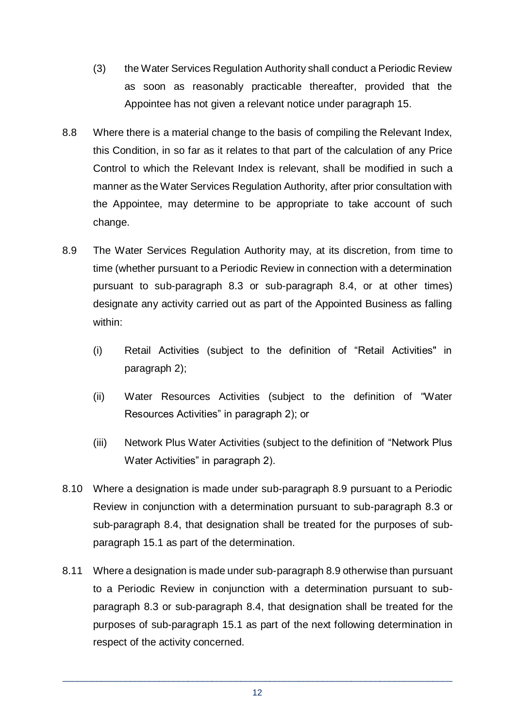(3) the Water Services Regulation Authority shall conduct a Periodic Review as soon as reasonably practicable thereafter, provided that the Appointee has not given a relevant notice under paragraph 15.

8.8 Where there is a material change to the basis of compiling the Relevant Index, this Condition, in so far as it relates to that part of the calculation of any Price Control to which the Relevant Index is relevant, shall be modified in such a manner as the Water Services Regulation Authority, after prior consultation with the Appointee, may determine to be appropriate to take account of such change.

8.9 The Water Services Regulation Authority may, at its discretion, from time to time (whether pursuant to a Periodic Review in connection with a determination pursuant to sub-paragraph 8.3 or sub-paragraph 8.4, or at other times) designate any activity carried out as part of the Appointed Business as falling within:

(i) Retail Activities (subject to the definition of "Retail Activities" in paragraph 2);

(ii) Water Resources Activities (subject to the definition of "Water Resources Activities" in paragraph 2); or

(iii) Network Plus Water Activities (subject to the definition of "Network Plus Water Activities" in paragraph 2).

8.10 Where a designation is made under sub-paragraph 8.9 pursuant to a Periodic Review in conjunction with a determination pursuant to sub-paragraph 8.3 or sub-paragraph 8.4, that designation shall be treated for the purposes of sub-paragraph 15.1 as part of the determination.

8.11 Where a designation is made under sub-paragraph 8.9 otherwise than pursuant to a Periodic Review in conjunction with a determination pursuant to sub-paragraph 8.3 or sub-paragraph 8.4, that designation shall be treated for the purposes of sub-paragraph 15.1 as part of the next following determination in respect of the activity concerned.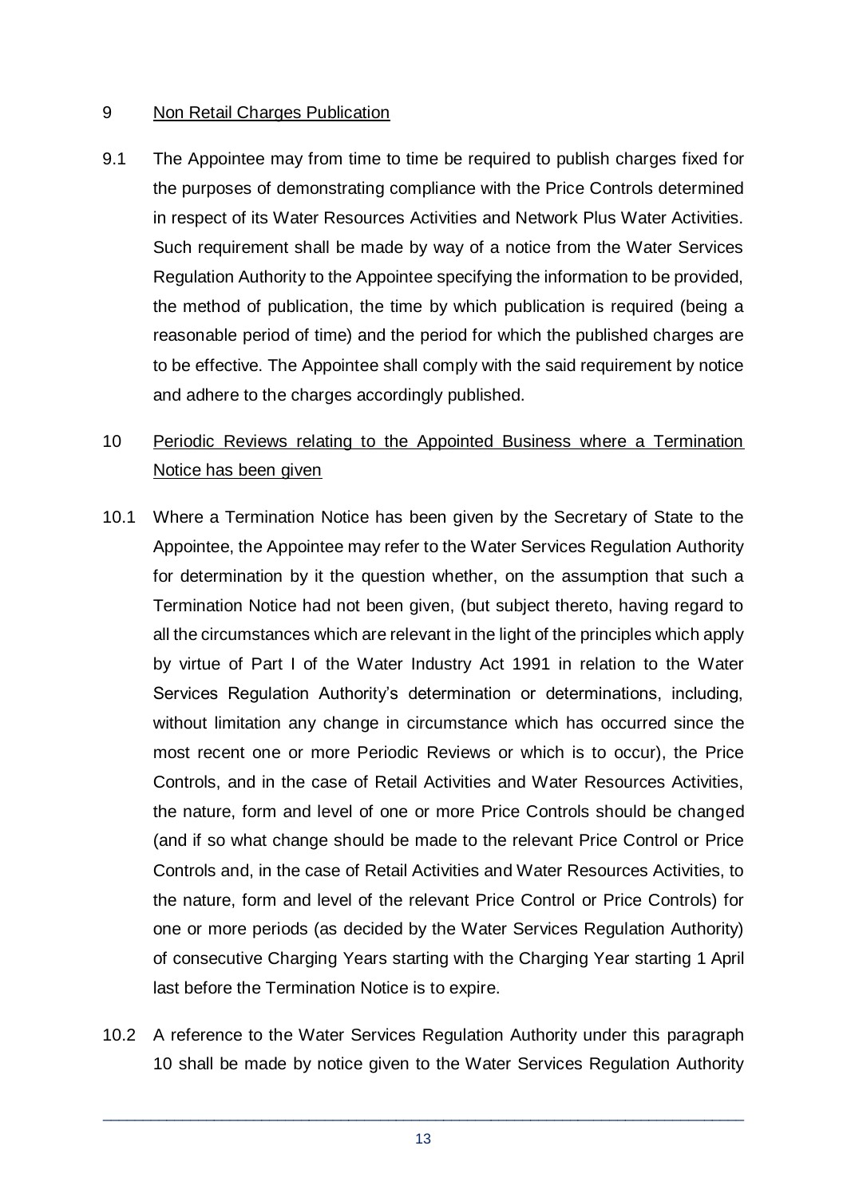9 <u>Non Retail Charges Publication</u>

9.1 The Appointee may from time to time be required to publish charges fixed for the purposes of demonstrating compliance with the Price Controls determined in respect of its Water Resources Activities and Network Plus Water Activities. Such requirement shall be made by way of a notice from the Water Services Regulation Authority to the Appointee specifying the information to be provided, the method of publication, the time by which publication is required (being a reasonable period of time) and the period for which the published charges are to be effective. The Appointee shall comply with the said requirement by notice and adhere to the charges accordingly published.

10 <u>Periodic Reviews relating to the Appointed Business where a Termination Notice has been given</u>

10.1 Where a Termination Notice has been given by the Secretary of State to the Appointee, the Appointee may refer to the Water Services Regulation Authority for determination by it the question whether, on the assumption that such a Termination Notice had not been given, (but subject thereto, having regard to all the circumstances which are relevant in the light of the principles which apply by virtue of Part I of the Water Industry Act 1991 in relation to the Water Services Regulation Authority's determination or determinations, including, without limitation any change in circumstance which has occurred since the most recent one or more Periodic Reviews or which is to occur), the Price Controls, and in the case of Retail Activities and Water Resources Activities, the nature, form and level of one or more Price Controls should be changed (and if so what change should be made to the relevant Price Control or Price Controls and, in the case of Retail Activities and Water Resources Activities, to the nature, form and level of the relevant Price Control or Price Controls) for one or more periods (as decided by the Water Services Regulation Authority) of consecutive Charging Years starting with the Charging Year starting 1 April last before the Termination Notice is to expire.

10.2 A reference to the Water Services Regulation Authority under this paragraph 10 shall be made by notice given to the Water Services Regulation Authority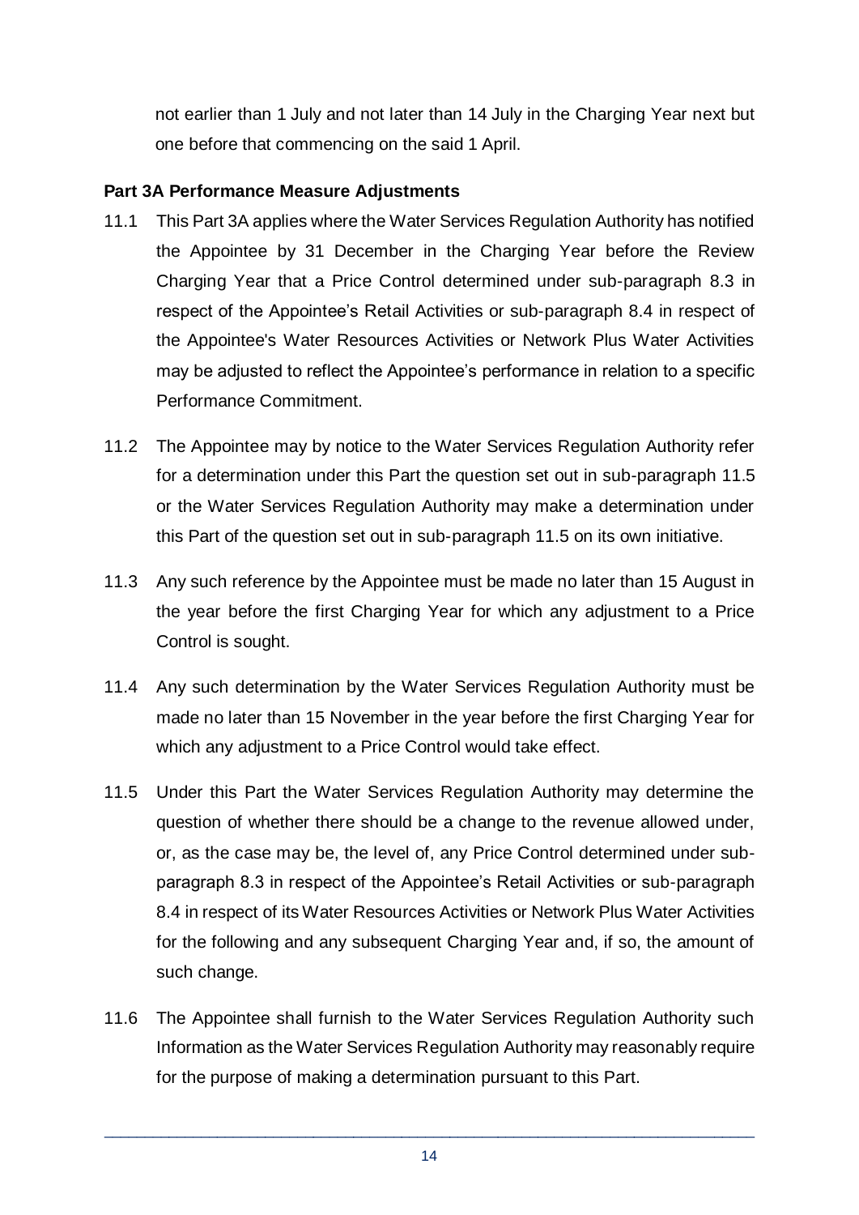not earlier than 1 July and not later than 14 July in the Charging Year next but one before that commencing on the said 1 April.

**Part 3A Performance Measure Adjustments**

11.1 This Part 3A applies where the Water Services Regulation Authority has notified the Appointee by 31 December in the Charging Year before the Review Charging Year that a Price Control determined under sub-paragraph 8.3 in respect of the Appointee's Retail Activities or sub-paragraph 8.4 in respect of the Appointee's Water Resources Activities or Network Plus Water Activities may be adjusted to reflect the Appointee's performance in relation to a specific Performance Commitment.

11.2 The Appointee may by notice to the Water Services Regulation Authority refer for a determination under this Part the question set out in sub-paragraph 11.5 or the Water Services Regulation Authority may make a determination under this Part of the question set out in sub-paragraph 11.5 on its own initiative.

11.3 Any such reference by the Appointee must be made no later than 15 August in the year before the first Charging Year for which any adjustment to a Price Control is sought.

11.4 Any such determination by the Water Services Regulation Authority must be made no later than 15 November in the year before the first Charging Year for which any adjustment to a Price Control would take effect.

11.5 Under this Part the Water Services Regulation Authority may determine the question of whether there should be a change to the revenue allowed under, or, as the case may be, the level of, any Price Control determined under sub-paragraph 8.3 in respect of the Appointee's Retail Activities or sub-paragraph 8.4 in respect of its Water Resources Activities or Network Plus Water Activities for the following and any subsequent Charging Year and, if so, the amount of such change.

11.6 The Appointee shall furnish to the Water Services Regulation Authority such Information as the Water Services Regulation Authority may reasonably require for the purpose of making a determination pursuant to this Part.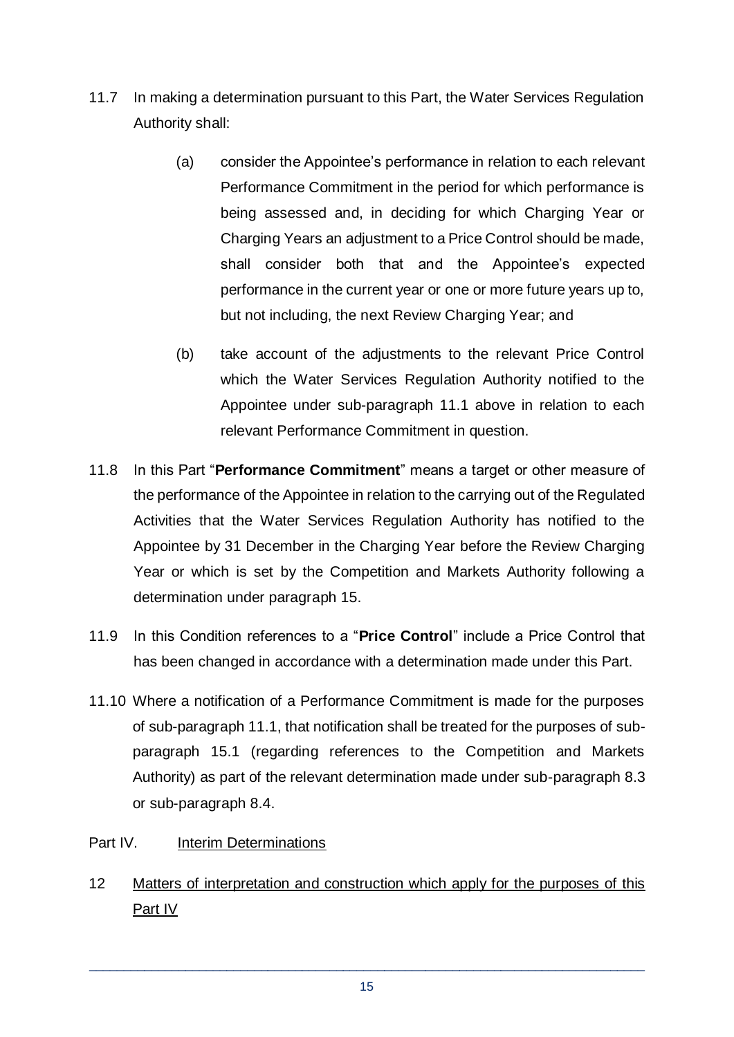11.7 In making a determination pursuant to this Part, the Water Services Regulation Authority shall:

   (a) consider the Appointee's performance in relation to each relevant Performance Commitment in the period for which performance is being assessed and, in deciding for which Charging Year or Charging Years an adjustment to a Price Control should be made, shall consider both that and the Appointee's expected performance in the current year or one or more future years up to, but not including, the next Review Charging Year; and

   (b) take account of the adjustments to the relevant Price Control which the Water Services Regulation Authority notified to the Appointee under sub-paragraph 11.1 above in relation to each relevant Performance Commitment in question.

11.8 In this Part "**Performance Commitment**" means a target or other measure of the performance of the Appointee in relation to the carrying out of the Regulated Activities that the Water Services Regulation Authority has notified to the Appointee by 31 December in the Charging Year before the Review Charging Year or which is set by the Competition and Markets Authority following a determination under paragraph 15.

11.9 In this Condition references to a "**Price Control**" include a Price Control that has been changed in accordance with a determination made under this Part.

11.10 Where a notification of a Performance Commitment is made for the purposes of sub-paragraph 11.1, that notification shall be treated for the purposes of sub-paragraph 15.1 (regarding references to the Competition and Markets Authority) as part of the relevant determination made under sub-paragraph 8.3 or sub-paragraph 8.4.

## Part IV. Interim Determinations

### 12 Matters of interpretation and construction which apply for the purposes of this Part IV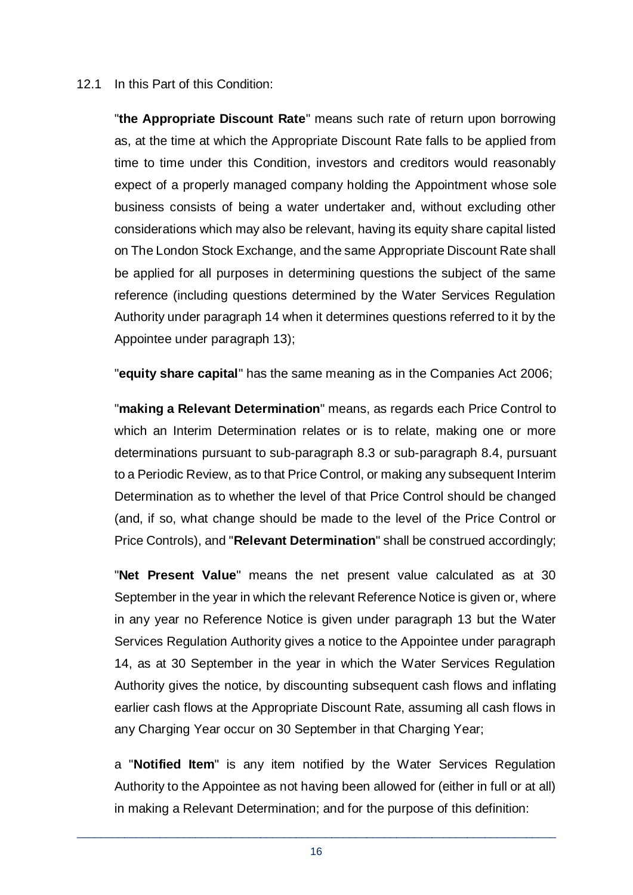12.1 In this Part of this Condition:

"**the Appropriate Discount Rate**" means such rate of return upon borrowing as, at the time at which the Appropriate Discount Rate falls to be applied from time to time under this Condition, investors and creditors would reasonably expect of a properly managed company holding the Appointment whose sole business consists of being a water undertaker and, without excluding other considerations which may also be relevant, having its equity share capital listed on The London Stock Exchange, and the same Appropriate Discount Rate shall be applied for all purposes in determining questions the subject of the same reference (including questions determined by the Water Services Regulation Authority under paragraph 14 when it determines questions referred to it by the Appointee under paragraph 13);

"**equity share capital**" has the same meaning as in the Companies Act 2006;

"**making a Relevant Determination**" means, as regards each Price Control to which an Interim Determination relates or is to relate, making one or more determinations pursuant to sub-paragraph 8.3 or sub-paragraph 8.4, pursuant to a Periodic Review, as to that Price Control, or making any subsequent Interim Determination as to whether the level of that Price Control should be changed (and, if so, what change should be made to the level of the Price Control or Price Controls), and "**Relevant Determination**" shall be construed accordingly;

"**Net Present Value**" means the net present value calculated as at 30 September in the year in which the relevant Reference Notice is given or, where in any year no Reference Notice is given under paragraph 13 but the Water Services Regulation Authority gives a notice to the Appointee under paragraph 14, as at 30 September in the year in which the Water Services Regulation Authority gives the notice, by discounting subsequent cash flows and inflating earlier cash flows at the Appropriate Discount Rate, assuming all cash flows in any Charging Year occur on 30 September in that Charging Year;

a "**Notified Item**" is any item notified by the Water Services Regulation Authority to the Appointee as not having been allowed for (either in full or at all) in making a Relevant Determination; and for the purpose of this definition: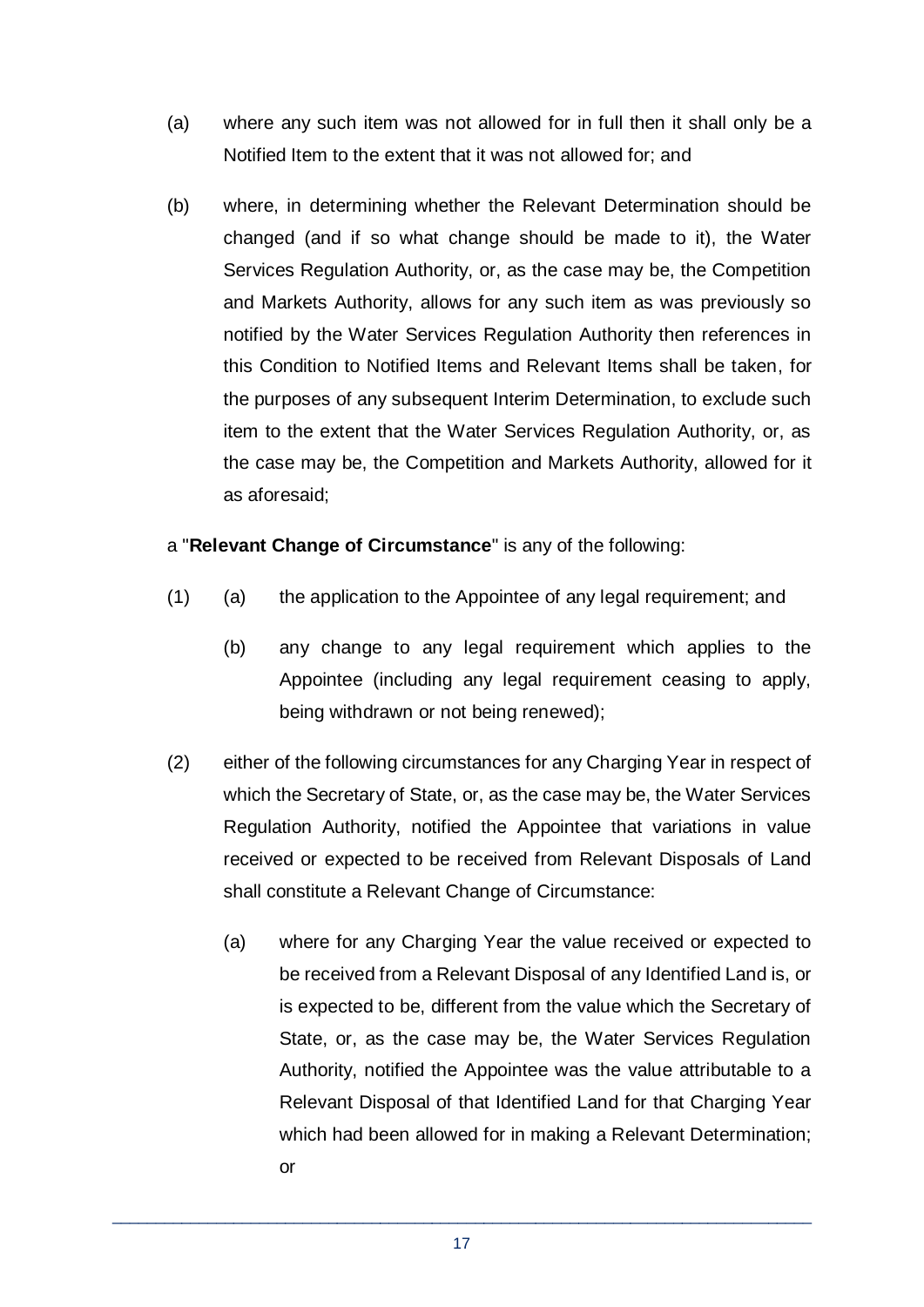(a) where any such item was not allowed for in full then it shall only be a Notified Item to the extent that it was not allowed for; and

(b) where, in determining whether the Relevant Determination should be changed (and if so what change should be made to it), the Water Services Regulation Authority, or, as the case may be, the Competition and Markets Authority, allows for any such item as was previously so notified by the Water Services Regulation Authority then references in this Condition to Notified Items and Relevant Items shall be taken, for the purposes of any subsequent Interim Determination, to exclude such item to the extent that the Water Services Regulation Authority, or, as the case may be, the Competition and Markets Authority, allowed for it as aforesaid;

a "**Relevant Change of Circumstance**" is any of the following:

(1) (a) the application to the Appointee of any legal requirement; and

(b) any change to any legal requirement which applies to the Appointee (including any legal requirement ceasing to apply, being withdrawn or not being renewed);

(2) either of the following circumstances for any Charging Year in respect of which the Secretary of State, or, as the case may be, the Water Services Regulation Authority, notified the Appointee that variations in value received or expected to be received from Relevant Disposals of Land shall constitute a Relevant Change of Circumstance:

(a) where for any Charging Year the value received or expected to be received from a Relevant Disposal of any Identified Land is, or is expected to be, different from the value which the Secretary of State, or, as the case may be, the Water Services Regulation Authority, notified the Appointee was the value attributable to a Relevant Disposal of that Identified Land for that Charging Year which had been allowed for in making a Relevant Determination; or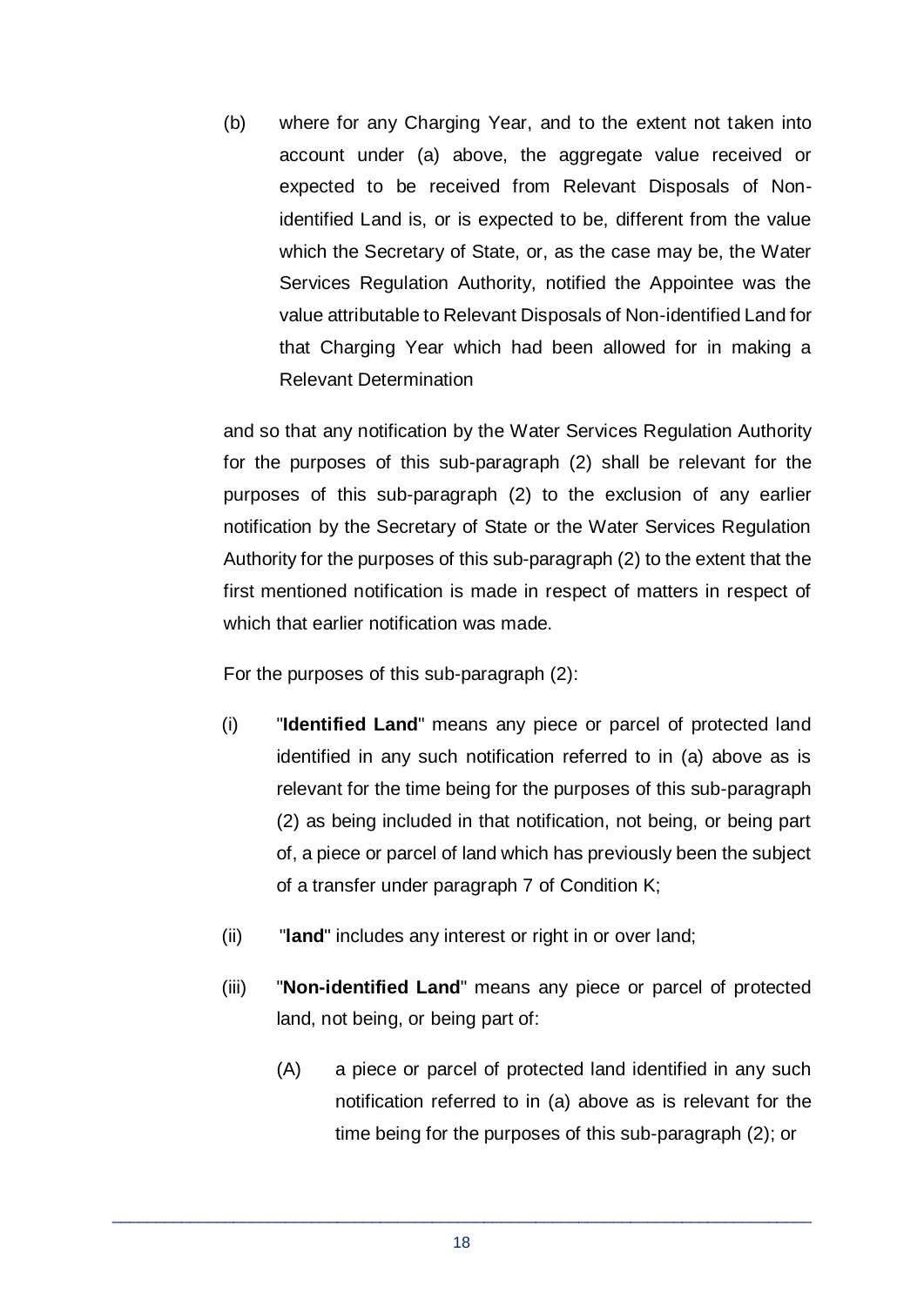(b) where for any Charging Year, and to the extent not taken into account under (a) above, the aggregate value received or expected to be received from Relevant Disposals of Non-identified Land is, or is expected to be, different from the value which the Secretary of State, or, as the case may be, the Water Services Regulation Authority, notified the Appointee was the value attributable to Relevant Disposals of Non-identified Land for that Charging Year which had been allowed for in making a Relevant Determination

and so that any notification by the Water Services Regulation Authority for the purposes of this sub-paragraph (2) shall be relevant for the purposes of this sub-paragraph (2) to the exclusion of any earlier notification by the Secretary of State or the Water Services Regulation Authority for the purposes of this sub-paragraph (2) to the extent that the first mentioned notification is made in respect of matters in respect of which that earlier notification was made.

For the purposes of this sub-paragraph (2):

(i) "**Identified Land**" means any piece or parcel of protected land identified in any such notification referred to in (a) above as is relevant for the time being for the purposes of this sub-paragraph (2) as being included in that notification, not being, or being part of, a piece or parcel of land which has previously been the subject of a transfer under paragraph 7 of Condition K;

(ii) "**land**" includes any interest or right in or over land;

(iii) "**Non-identified Land**" means any piece or parcel of protected land, not being, or being part of:

(A) a piece or parcel of protected land identified in any such notification referred to in (a) above as is relevant for the time being for the purposes of this sub-paragraph (2); or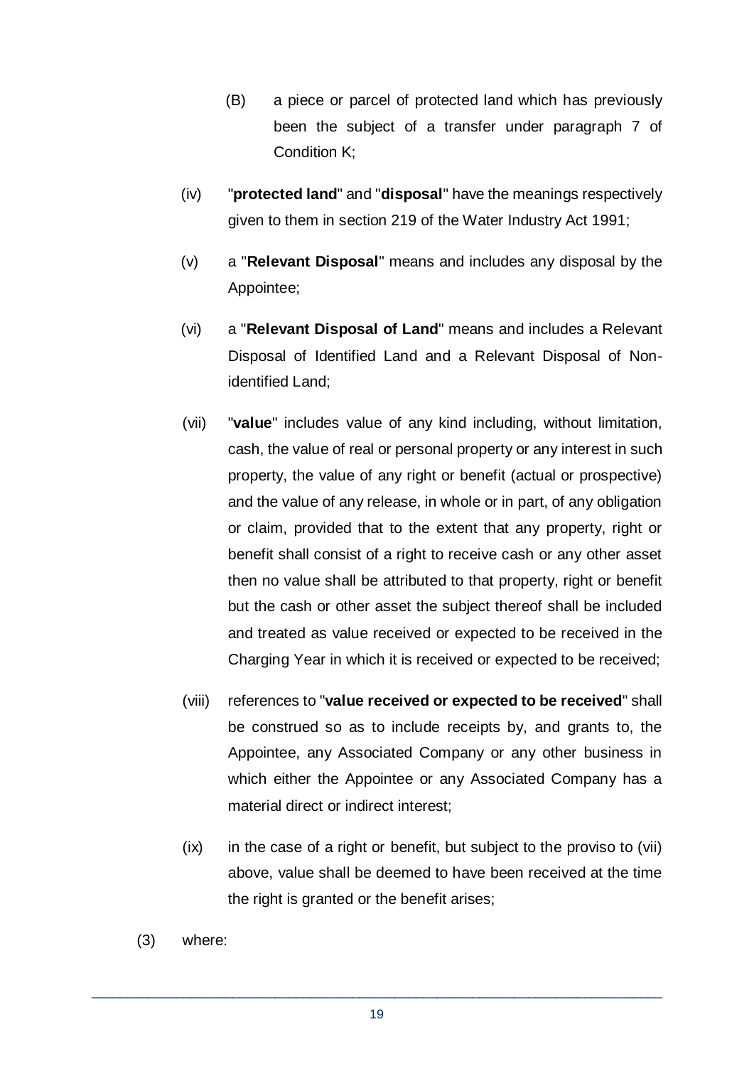(B) a piece or parcel of protected land which has previously been the subject of a transfer under paragraph 7 of Condition K;

(iv) "**protected land**" and "**disposal**" have the meanings respectively given to them in section 219 of the Water Industry Act 1991;

(v) a "**Relevant Disposal**" means and includes any disposal by the Appointee;

(vi) a "**Relevant Disposal of Land**" means and includes a Relevant Disposal of Identified Land and a Relevant Disposal of Non-identified Land;

(vii) "**value**" includes value of any kind including, without limitation, cash, the value of real or personal property or any interest in such property, the value of any right or benefit (actual or prospective) and the value of any release, in whole or in part, of any obligation or claim, provided that to the extent that any property, right or benefit shall consist of a right to receive cash or any other asset then no value shall be attributed to that property, right or benefit but the cash or other asset the subject thereof shall be included and treated as value received or expected to be received in the Charging Year in which it is received or expected to be received;

(viii) references to "**value received or expected to be received**" shall be construed so as to include receipts by, and grants to, the Appointee, any Associated Company or any other business in which either the Appointee or any Associated Company has a material direct or indirect interest;

(ix) in the case of a right or benefit, but subject to the proviso to (vii) above, value shall be deemed to have been received at the time the right is granted or the benefit arises;

(3) where: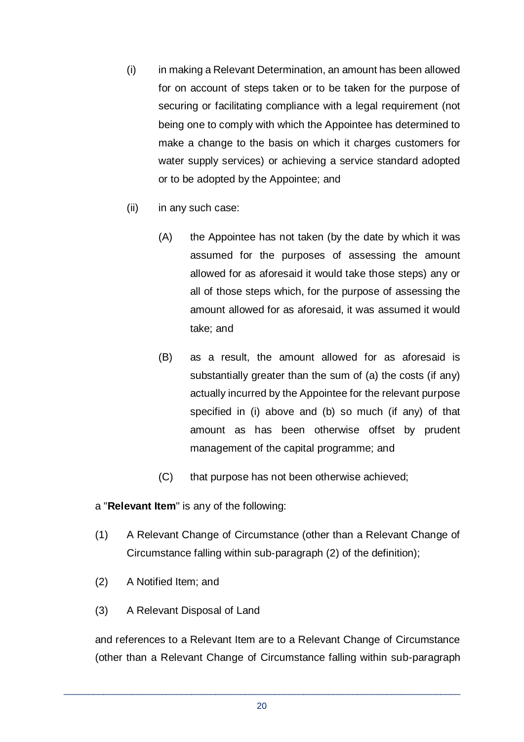(i) in making a Relevant Determination, an amount has been allowed for on account of steps taken or to be taken for the purpose of securing or facilitating compliance with a legal requirement (not being one to comply with which the Appointee has determined to make a change to the basis on which it charges customers for water supply services) or achieving a service standard adopted or to be adopted by the Appointee; and

(ii) in any such case:

  (A) the Appointee has not taken (by the date by which it was assumed for the purposes of assessing the amount allowed for as aforesaid it would take those steps) any or all of those steps which, for the purpose of assessing the amount allowed for as aforesaid, it was assumed it would take; and

  (B) as a result, the amount allowed for as aforesaid is substantially greater than the sum of (a) the costs (if any) actually incurred by the Appointee for the relevant purpose specified in (i) above and (b) so much (if any) of that amount as has been otherwise offset by prudent management of the capital programme; and

  (C) that purpose has not been otherwise achieved;

a "**Relevant Item**" is any of the following:

(1) A Relevant Change of Circumstance (other than a Relevant Change of Circumstance falling within sub-paragraph (2) of the definition);

(2) A Notified Item; and

(3) A Relevant Disposal of Land

and references to a Relevant Item are to a Relevant Change of Circumstance (other than a Relevant Change of Circumstance falling within sub-paragraph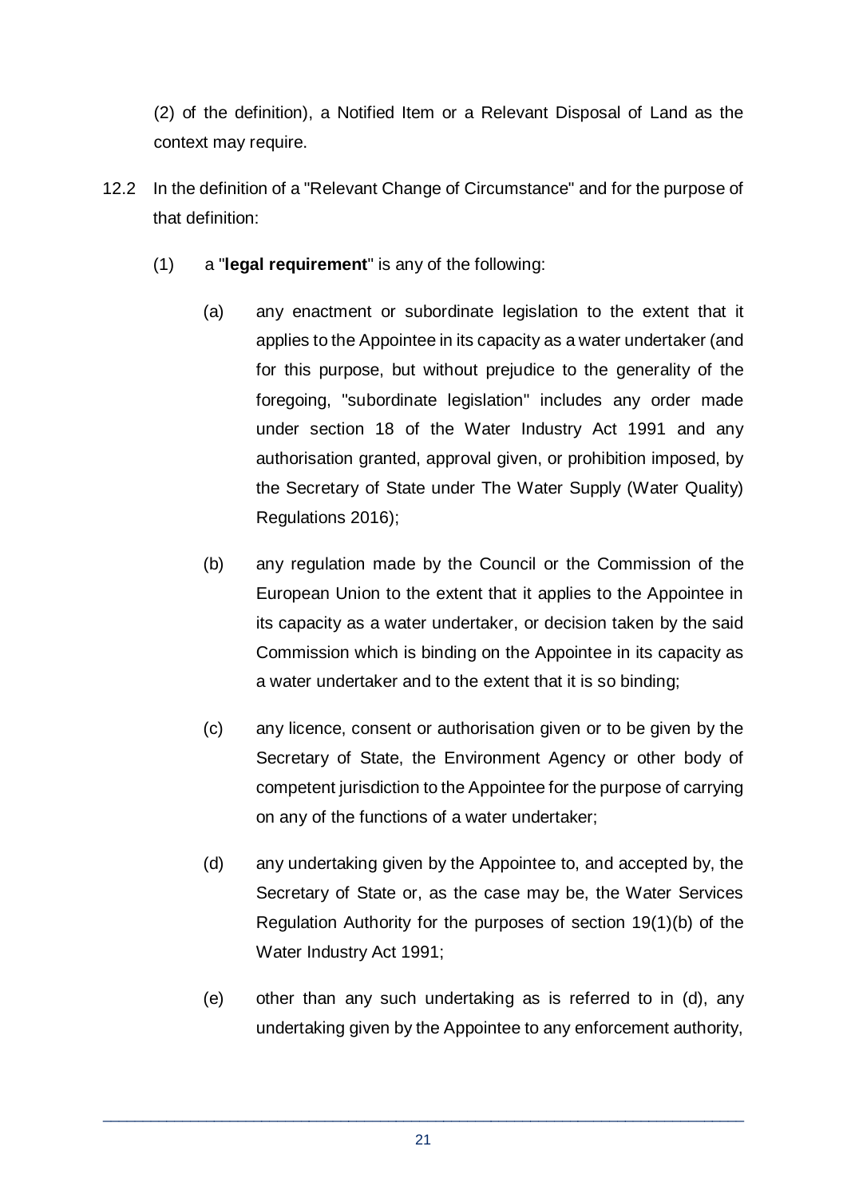(2) of the definition), a Notified Item or a Relevant Disposal of Land as the context may require.

12.2 In the definition of a "Relevant Change of Circumstance" and for the purpose of that definition:

(1) a "**legal requirement**" is any of the following:

(a) any enactment or subordinate legislation to the extent that it applies to the Appointee in its capacity as a water undertaker (and for this purpose, but without prejudice to the generality of the foregoing, "subordinate legislation" includes any order made under section 18 of the Water Industry Act 1991 and any authorisation granted, approval given, or prohibition imposed, by the Secretary of State under The Water Supply (Water Quality) Regulations 2016);

(b) any regulation made by the Council or the Commission of the European Union to the extent that it applies to the Appointee in its capacity as a water undertaker, or decision taken by the said Commission which is binding on the Appointee in its capacity as a water undertaker and to the extent that it is so binding;

(c) any licence, consent or authorisation given or to be given by the Secretary of State, the Environment Agency or other body of competent jurisdiction to the Appointee for the purpose of carrying on any of the functions of a water undertaker;

(d) any undertaking given by the Appointee to, and accepted by, the Secretary of State or, as the case may be, the Water Services Regulation Authority for the purposes of section 19(1)(b) of the Water Industry Act 1991;

(e) other than any such undertaking as is referred to in (d), any undertaking given by the Appointee to any enforcement authority,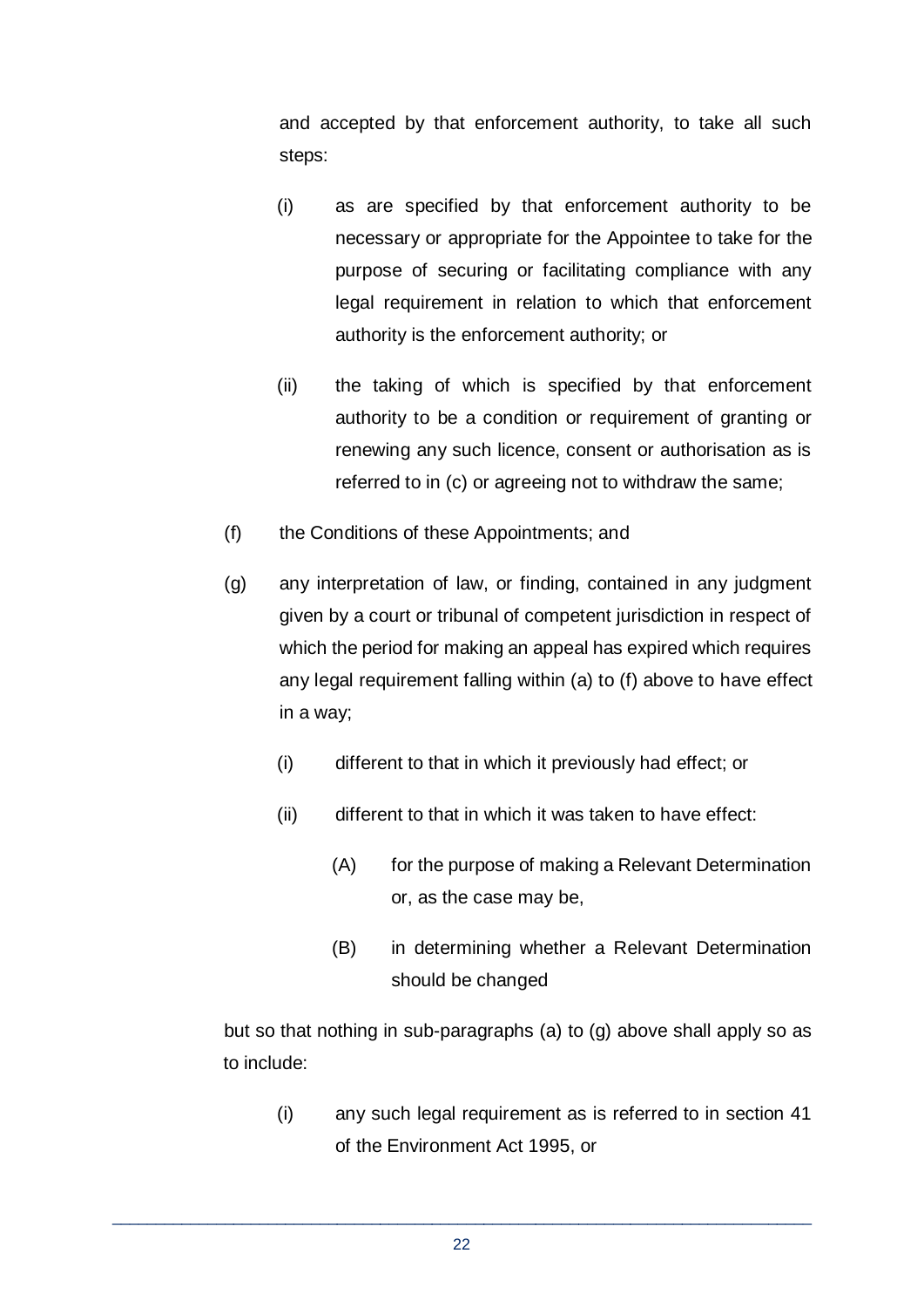and accepted by that enforcement authority, to take all such steps:

(i) as are specified by that enforcement authority to be necessary or appropriate for the Appointee to take for the purpose of securing or facilitating compliance with any legal requirement in relation to which that enforcement authority is the enforcement authority; or

(ii) the taking of which is specified by that enforcement authority to be a condition or requirement of granting or renewing any such licence, consent or authorisation as is referred to in (c) or agreeing not to withdraw the same;

(f) the Conditions of these Appointments; and

(g) any interpretation of law, or finding, contained in any judgment given by a court or tribunal of competent jurisdiction in respect of which the period for making an appeal has expired which requires any legal requirement falling within (a) to (f) above to have effect in a way;

(i) different to that in which it previously had effect; or

(ii) different to that in which it was taken to have effect:

(A) for the purpose of making a Relevant Determination or, as the case may be,

(B) in determining whether a Relevant Determination should be changed

but so that nothing in sub-paragraphs (a) to (g) above shall apply so as to include:

(i) any such legal requirement as is referred to in section 41 of the Environment Act 1995, or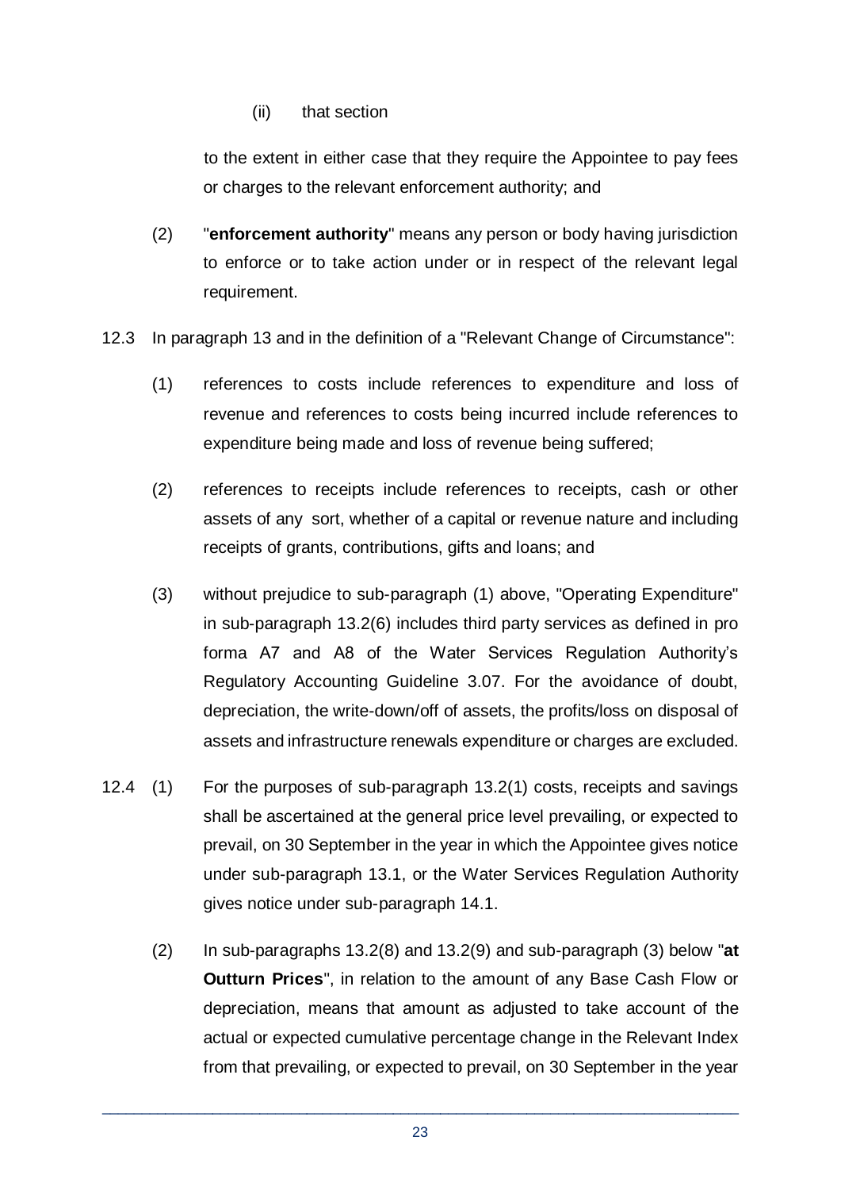(ii) that section

to the extent in either case that they require the Appointee to pay fees or charges to the relevant enforcement authority; and

(2) "**enforcement authority**" means any person or body having jurisdiction to enforce or to take action under or in respect of the relevant legal requirement.

12.3 In paragraph 13 and in the definition of a "Relevant Change of Circumstance":

(1) references to costs include references to expenditure and loss of revenue and references to costs being incurred include references to expenditure being made and loss of revenue being suffered;

(2) references to receipts include references to receipts, cash or other assets of any sort, whether of a capital or revenue nature and including receipts of grants, contributions, gifts and loans; and

(3) without prejudice to sub-paragraph (1) above, "Operating Expenditure" in sub-paragraph 13.2(6) includes third party services as defined in pro forma A7 and A8 of the Water Services Regulation Authority's Regulatory Accounting Guideline 3.07. For the avoidance of doubt, depreciation, the write-down/off of assets, the profits/loss on disposal of assets and infrastructure renewals expenditure or charges are excluded.

12.4 (1) For the purposes of sub-paragraph 13.2(1) costs, receipts and savings shall be ascertained at the general price level prevailing, or expected to prevail, on 30 September in the year in which the Appointee gives notice under sub-paragraph 13.1, or the Water Services Regulation Authority gives notice under sub-paragraph 14.1.

(2) In sub-paragraphs 13.2(8) and 13.2(9) and sub-paragraph (3) below "**at Outturn Prices**", in relation to the amount of any Base Cash Flow or depreciation, means that amount as adjusted to take account of the actual or expected cumulative percentage change in the Relevant Index from that prevailing, or expected to prevail, on 30 September in the year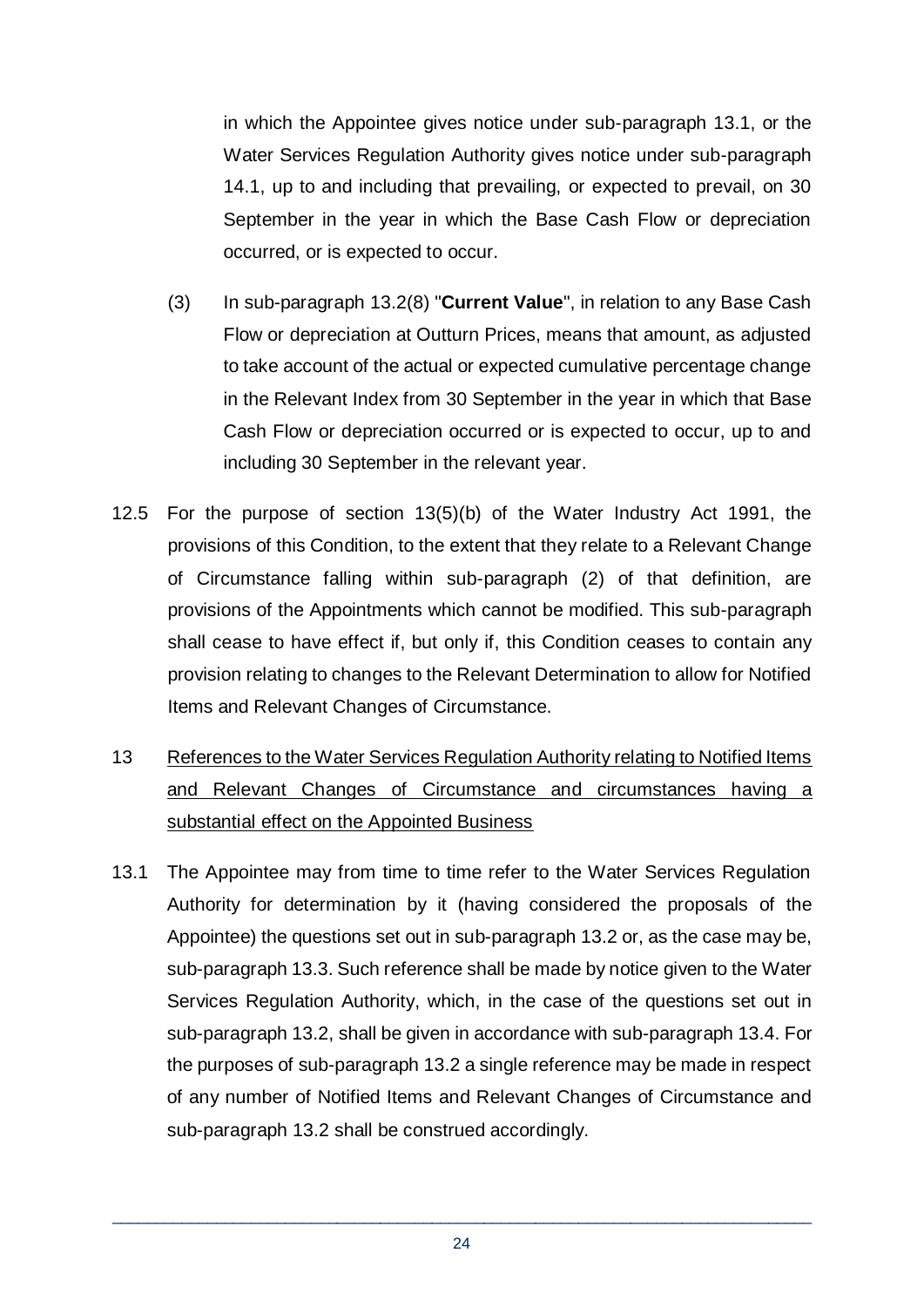in which the Appointee gives notice under sub-paragraph 13.1, or the Water Services Regulation Authority gives notice under sub-paragraph 14.1, up to and including that prevailing, or expected to prevail, on 30 September in the year in which the Base Cash Flow or depreciation occurred, or is expected to occur.

(3) In sub-paragraph 13.2(8) "**Current Value**", in relation to any Base Cash Flow or depreciation at Outturn Prices, means that amount, as adjusted to take account of the actual or expected cumulative percentage change in the Relevant Index from 30 September in the year in which that Base Cash Flow or depreciation occurred or is expected to occur, up to and including 30 September in the relevant year.

12.5 For the purpose of section 13(5)(b) of the Water Industry Act 1991, the provisions of this Condition, to the extent that they relate to a Relevant Change of Circumstance falling within sub-paragraph (2) of that definition, are provisions of the Appointments which cannot be modified. This sub-paragraph shall cease to have effect if, but only if, this Condition ceases to contain any provision relating to changes to the Relevant Determination to allow for Notified Items and Relevant Changes of Circumstance.

13 References to the Water Services Regulation Authority relating to Notified Items and Relevant Changes of Circumstance and circumstances having a substantial effect on the Appointed Business

13.1 The Appointee may from time to time refer to the Water Services Regulation Authority for determination by it (having considered the proposals of the Appointee) the questions set out in sub-paragraph 13.2 or, as the case may be, sub-paragraph 13.3. Such reference shall be made by notice given to the Water Services Regulation Authority, which, in the case of the questions set out in sub-paragraph 13.2, shall be given in accordance with sub-paragraph 13.4. For the purposes of sub-paragraph 13.2 a single reference may be made in respect of any number of Notified Items and Relevant Changes of Circumstance and sub-paragraph 13.2 shall be construed accordingly.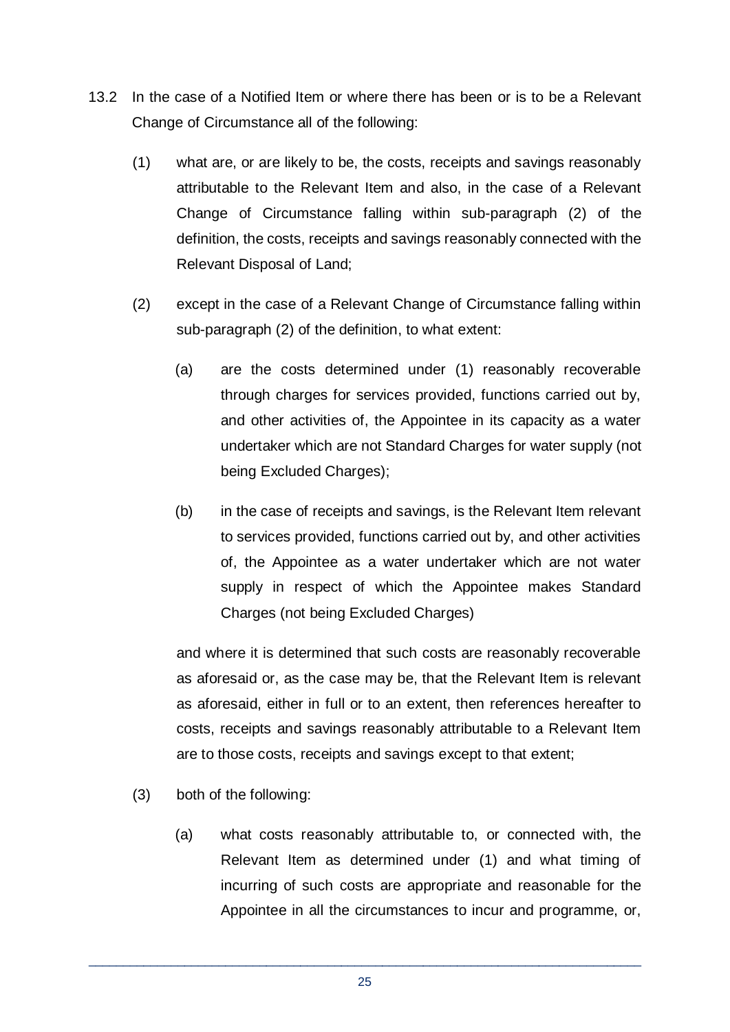13.2 In the case of a Notified Item or where there has been or is to be a Relevant Change of Circumstance all of the following:

(1) what are, or are likely to be, the costs, receipts and savings reasonably attributable to the Relevant Item and also, in the case of a Relevant Change of Circumstance falling within sub-paragraph (2) of the definition, the costs, receipts and savings reasonably connected with the Relevant Disposal of Land;

(2) except in the case of a Relevant Change of Circumstance falling within sub-paragraph (2) of the definition, to what extent:

(a) are the costs determined under (1) reasonably recoverable through charges for services provided, functions carried out by, and other activities of, the Appointee in its capacity as a water undertaker which are not Standard Charges for water supply (not being Excluded Charges);

(b) in the case of receipts and savings, is the Relevant Item relevant to services provided, functions carried out by, and other activities of, the Appointee as a water undertaker which are not water supply in respect of which the Appointee makes Standard Charges (not being Excluded Charges)

and where it is determined that such costs are reasonably recoverable as aforesaid or, as the case may be, that the Relevant Item is relevant as aforesaid, either in full or to an extent, then references hereafter to costs, receipts and savings reasonably attributable to a Relevant Item are to those costs, receipts and savings except to that extent;

(3) both of the following:

(a) what costs reasonably attributable to, or connected with, the Relevant Item as determined under (1) and what timing of incurring of such costs are appropriate and reasonable for the Appointee in all the circumstances to incur and programme, or,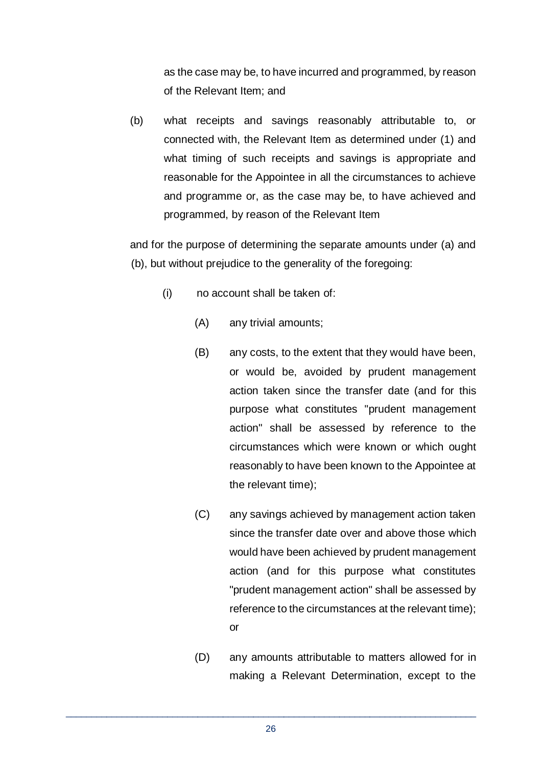as the case may be, to have incurred and programmed, by reason of the Relevant Item; and

(b) what receipts and savings reasonably attributable to, or connected with, the Relevant Item as determined under (1) and what timing of such receipts and savings is appropriate and reasonable for the Appointee in all the circumstances to achieve and programme or, as the case may be, to have achieved and programmed, by reason of the Relevant Item

and for the purpose of determining the separate amounts under (a) and (b), but without prejudice to the generality of the foregoing:

(i) no account shall be taken of:

(A) any trivial amounts;

(B) any costs, to the extent that they would have been, or would be, avoided by prudent management action taken since the transfer date (and for this purpose what constitutes "prudent management action" shall be assessed by reference to the circumstances which were known or which ought reasonably to have been known to the Appointee at the relevant time);

(C) any savings achieved by management action taken since the transfer date over and above those which would have been achieved by prudent management action (and for this purpose what constitutes "prudent management action" shall be assessed by reference to the circumstances at the relevant time); or

(D) any amounts attributable to matters allowed for in making a Relevant Determination, except to the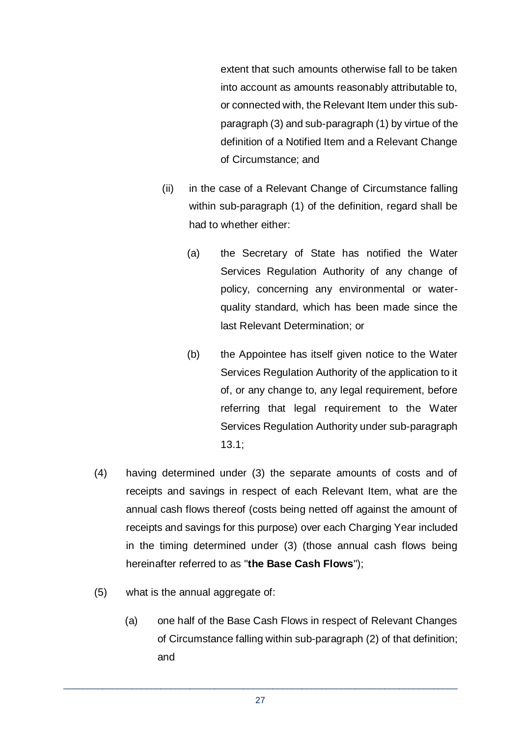extent that such amounts otherwise fall to be taken into account as amounts reasonably attributable to, or connected with, the Relevant Item under this sub-paragraph (3) and sub-paragraph (1) by virtue of the definition of a Notified Item and a Relevant Change of Circumstance; and

(ii) in the case of a Relevant Change of Circumstance falling within sub-paragraph (1) of the definition, regard shall be had to whether either:

(a) the Secretary of State has notified the Water Services Regulation Authority of any change of policy, concerning any environmental or water-quality standard, which has been made since the last Relevant Determination; or

(b) the Appointee has itself given notice to the Water Services Regulation Authority of the application to it of, or any change to, any legal requirement, before referring that legal requirement to the Water Services Regulation Authority under sub-paragraph 13.1;

(4) having determined under (3) the separate amounts of costs and of receipts and savings in respect of each Relevant Item, what are the annual cash flows thereof (costs being netted off against the amount of receipts and savings for this purpose) over each Charging Year included in the timing determined under (3) (those annual cash flows being hereinafter referred to as "**the Base Cash Flows**");

(5) what is the annual aggregate of:

(a) one half of the Base Cash Flows in respect of Relevant Changes of Circumstance falling within sub-paragraph (2) of that definition; and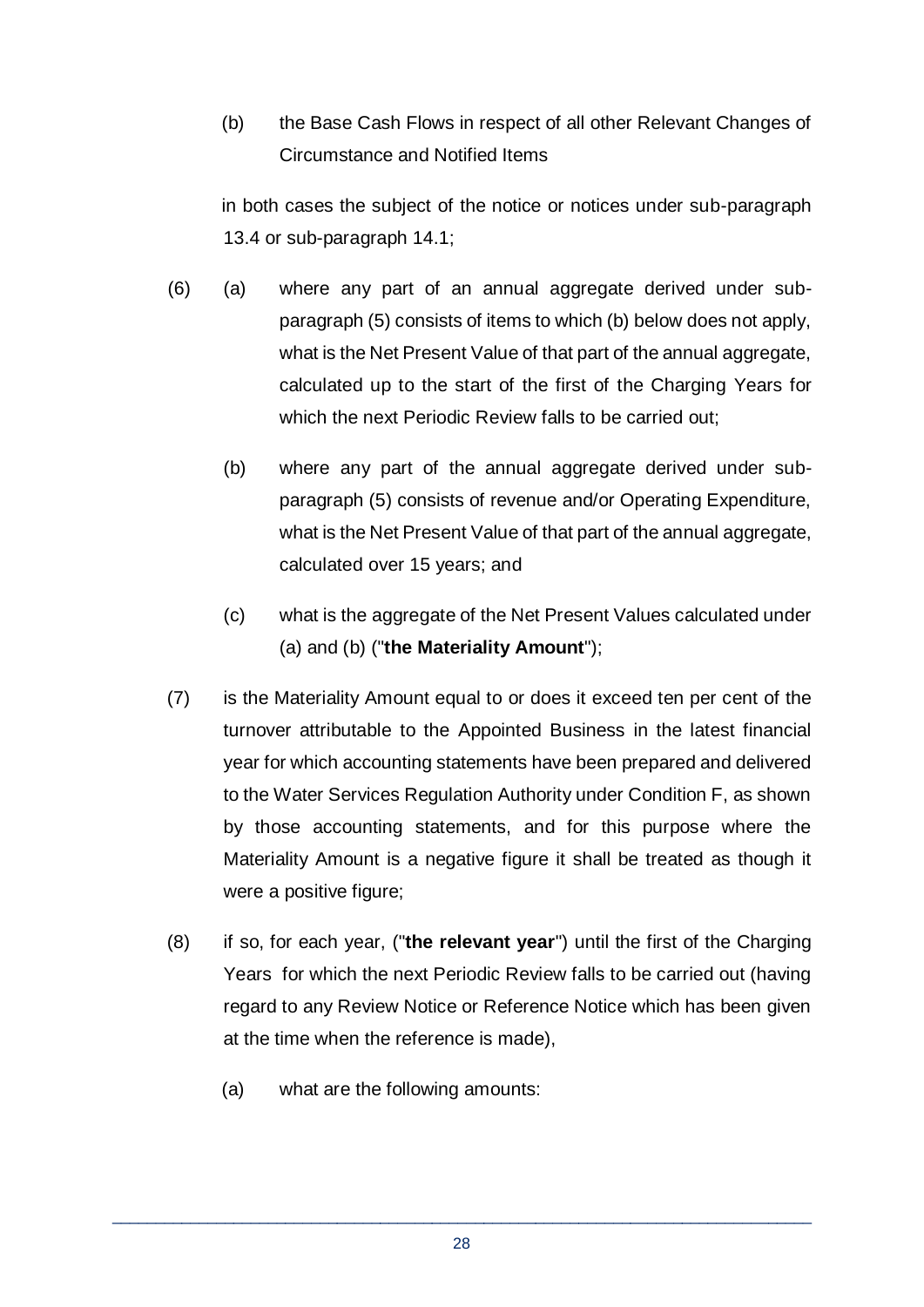(b) the Base Cash Flows in respect of all other Relevant Changes of Circumstance and Notified Items

in both cases the subject of the notice or notices under sub-paragraph 13.4 or sub-paragraph 14.1;

(6) (a) where any part of an annual aggregate derived under sub-paragraph (5) consists of items to which (b) below does not apply, what is the Net Present Value of that part of the annual aggregate, calculated up to the start of the first of the Charging Years for which the next Periodic Review falls to be carried out;

(b) where any part of the annual aggregate derived under sub-paragraph (5) consists of revenue and/or Operating Expenditure, what is the Net Present Value of that part of the annual aggregate, calculated over 15 years; and

(c) what is the aggregate of the Net Present Values calculated under (a) and (b) ("**the Materiality Amount**");

(7) is the Materiality Amount equal to or does it exceed ten per cent of the turnover attributable to the Appointed Business in the latest financial year for which accounting statements have been prepared and delivered to the Water Services Regulation Authority under Condition F, as shown by those accounting statements, and for this purpose where the Materiality Amount is a negative figure it shall be treated as though it were a positive figure;

(8) if so, for each year, ("**the relevant year**") until the first of the Charging Years for which the next Periodic Review falls to be carried out (having regard to any Review Notice or Reference Notice which has been given at the time when the reference is made),

(a) what are the following amounts: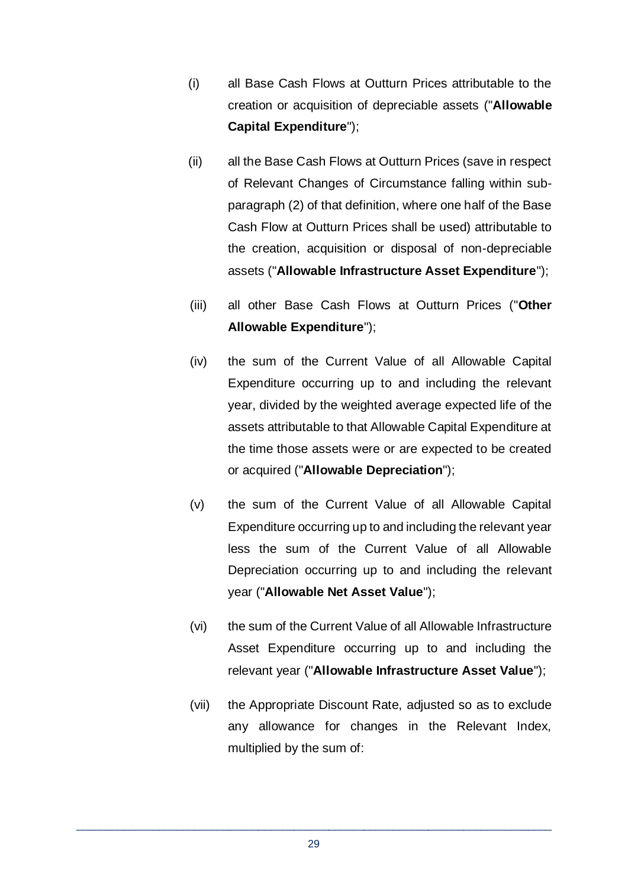(i) all Base Cash Flows at Outturn Prices attributable to the creation or acquisition of depreciable assets ("**Allowable Capital Expenditure**");

(ii) all the Base Cash Flows at Outturn Prices (save in respect of Relevant Changes of Circumstance falling within sub-paragraph (2) of that definition, where one half of the Base Cash Flow at Outturn Prices shall be used) attributable to the creation, acquisition or disposal of non-depreciable assets ("**Allowable Infrastructure Asset Expenditure**");

(iii) all other Base Cash Flows at Outturn Prices ("**Other Allowable Expenditure**");

(iv) the sum of the Current Value of all Allowable Capital Expenditure occurring up to and including the relevant year, divided by the weighted average expected life of the assets attributable to that Allowable Capital Expenditure at the time those assets were or are expected to be created or acquired ("**Allowable Depreciation**");

(v) the sum of the Current Value of all Allowable Capital Expenditure occurring up to and including the relevant year less the sum of the Current Value of all Allowable Depreciation occurring up to and including the relevant year ("**Allowable Net Asset Value**");

(vi) the sum of the Current Value of all Allowable Infrastructure Asset Expenditure occurring up to and including the relevant year ("**Allowable Infrastructure Asset Value**");

(vii) the Appropriate Discount Rate, adjusted so as to exclude any allowance for changes in the Relevant Index, multiplied by the sum of: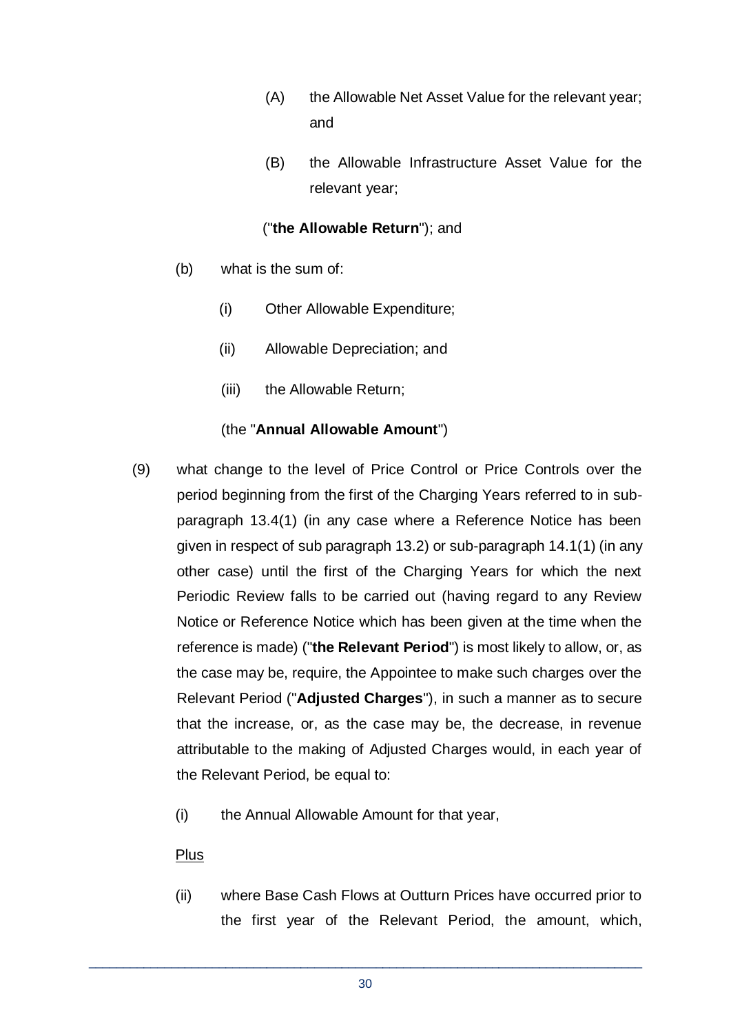(A) the Allowable Net Asset Value for the relevant year; and

(B) the Allowable Infrastructure Asset Value for the relevant year;

("**the Allowable Return**"); and

(b) what is the sum of:

(i) Other Allowable Expenditure;

(ii) Allowable Depreciation; and

(iii) the Allowable Return;

(the "**Annual Allowable Amount**")

(9) what change to the level of Price Control or Price Controls over the period beginning from the first of the Charging Years referred to in sub-paragraph 13.4(1) (in any case where a Reference Notice has been given in respect of sub paragraph 13.2) or sub-paragraph 14.1(1) (in any other case) until the first of the Charging Years for which the next Periodic Review falls to be carried out (having regard to any Review Notice or Reference Notice which has been given at the time when the reference is made) ("**the Relevant Period**") is most likely to allow, or, as the case may be, require, the Appointee to make such charges over the Relevant Period ("**Adjusted Charges**"), in such a manner as to secure that the increase, or, as the case may be, the decrease, in revenue attributable to the making of Adjusted Charges would, in each year of the Relevant Period, be equal to:

(i) the Annual Allowable Amount for that year,

<u>Plus</u>

(ii) where Base Cash Flows at Outturn Prices have occurred prior to the first year of the Relevant Period, the amount, which,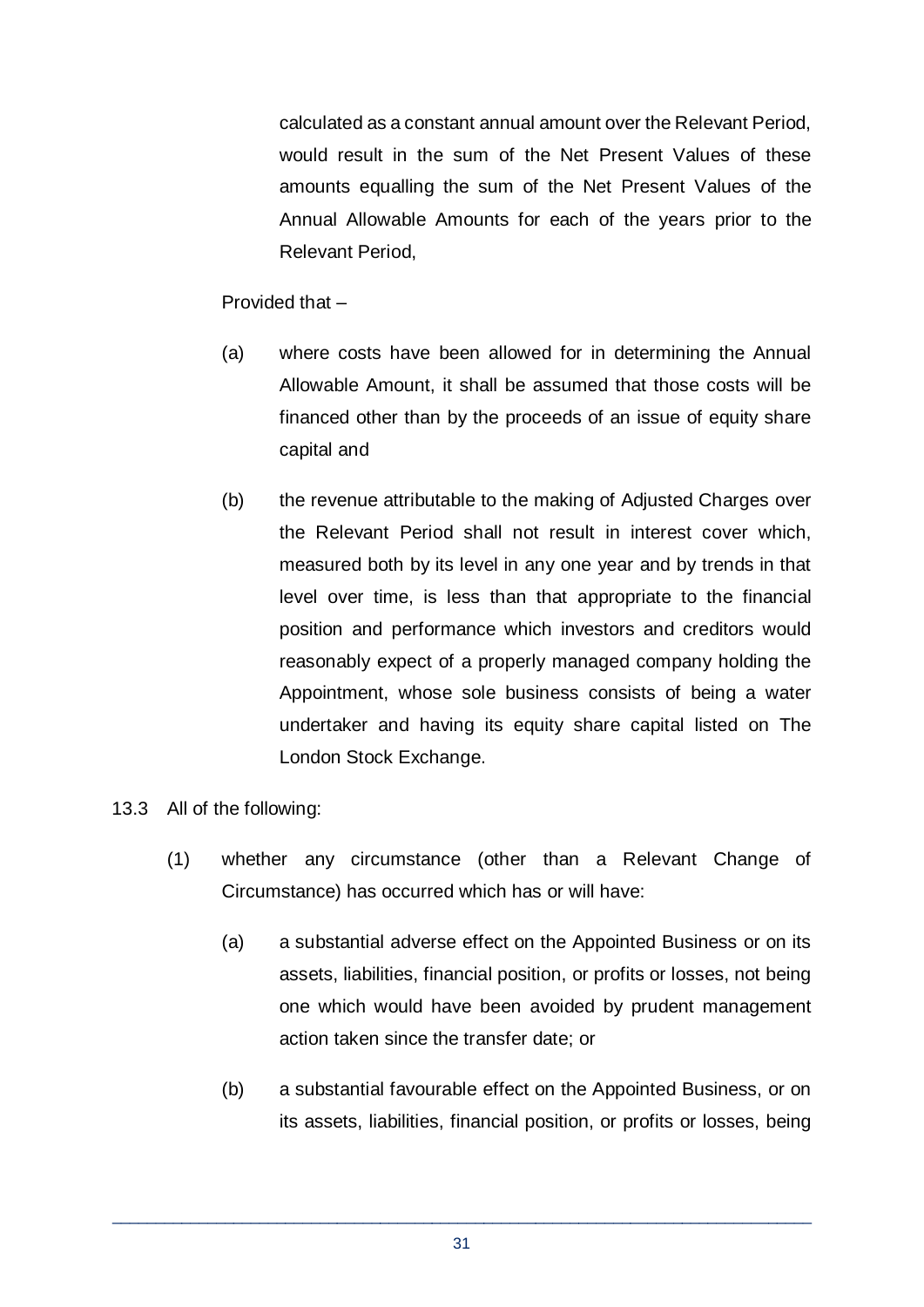calculated as a constant annual amount over the Relevant Period, would result in the sum of the Net Present Values of these amounts equalling the sum of the Net Present Values of the Annual Allowable Amounts for each of the years prior to the Relevant Period,

Provided that –

(a) where costs have been allowed for in determining the Annual Allowable Amount, it shall be assumed that those costs will be financed other than by the proceeds of an issue of equity share capital and

(b) the revenue attributable to the making of Adjusted Charges over the Relevant Period shall not result in interest cover which, measured both by its level in any one year and by trends in that level over time, is less than that appropriate to the financial position and performance which investors and creditors would reasonably expect of a properly managed company holding the Appointment, whose sole business consists of being a water undertaker and having its equity share capital listed on The London Stock Exchange.

13.3 All of the following:

(1) whether any circumstance (other than a Relevant Change of Circumstance) has occurred which has or will have:

(a) a substantial adverse effect on the Appointed Business or on its assets, liabilities, financial position, or profits or losses, not being one which would have been avoided by prudent management action taken since the transfer date; or

(b) a substantial favourable effect on the Appointed Business, or on its assets, liabilities, financial position, or profits or losses, being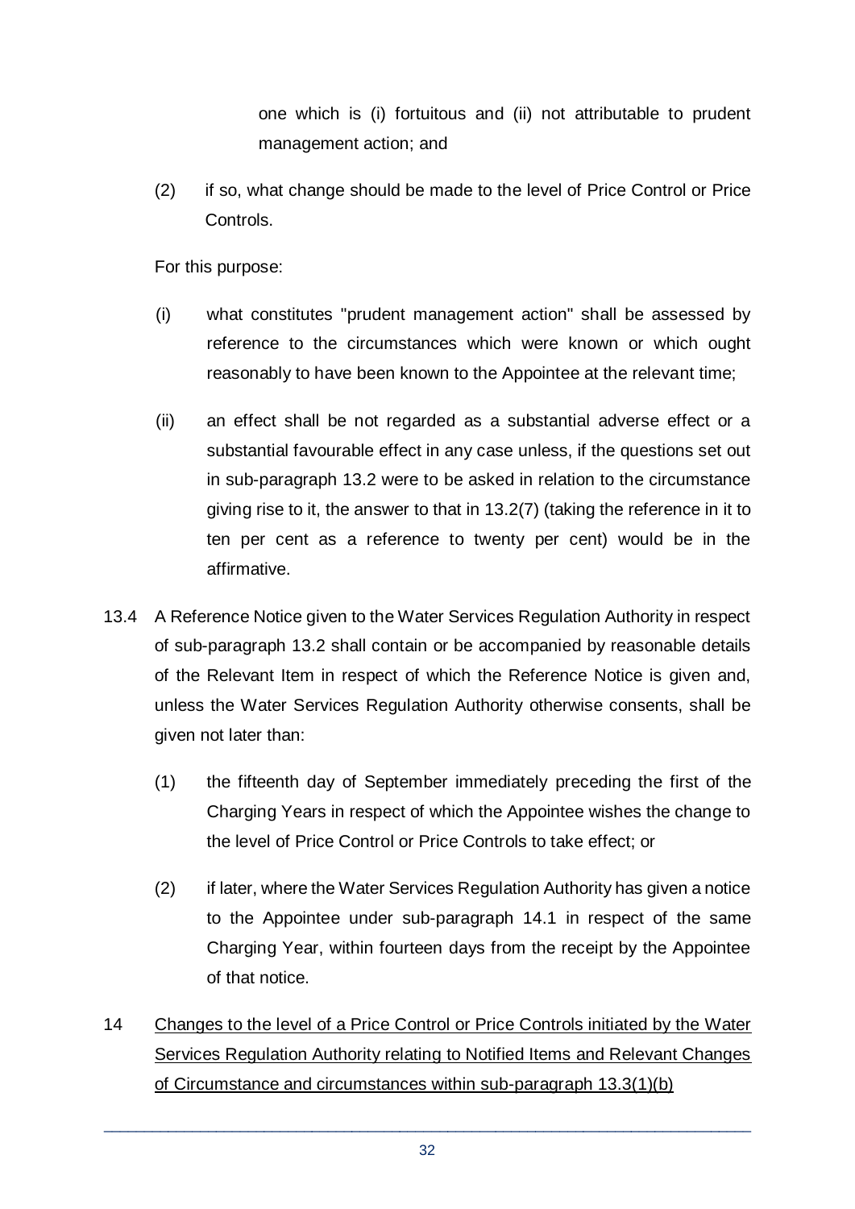one which is (i) fortuitous and (ii) not attributable to prudent management action; and

(2) if so, what change should be made to the level of Price Control or Price Controls.

For this purpose:

(i) what constitutes "prudent management action" shall be assessed by reference to the circumstances which were known or which ought reasonably to have been known to the Appointee at the relevant time;

(ii) an effect shall be not regarded as a substantial adverse effect or a substantial favourable effect in any case unless, if the questions set out in sub-paragraph 13.2 were to be asked in relation to the circumstance giving rise to it, the answer to that in 13.2(7) (taking the reference in it to ten per cent as a reference to twenty per cent) would be in the affirmative.

13.4 A Reference Notice given to the Water Services Regulation Authority in respect of sub-paragraph 13.2 shall contain or be accompanied by reasonable details of the Relevant Item in respect of which the Reference Notice is given and, unless the Water Services Regulation Authority otherwise consents, shall be given not later than:

(1) the fifteenth day of September immediately preceding the first of the Charging Years in respect of which the Appointee wishes the change to the level of Price Control or Price Controls to take effect; or

(2) if later, where the Water Services Regulation Authority has given a notice to the Appointee under sub-paragraph 14.1 in respect of the same Charging Year, within fourteen days from the receipt by the Appointee of that notice.

14 <u>Changes to the level of a Price Control or Price Controls initiated by the Water Services Regulation Authority relating to Notified Items and Relevant Changes of Circumstance and circumstances within sub-paragraph 13.3(1)(b)</u>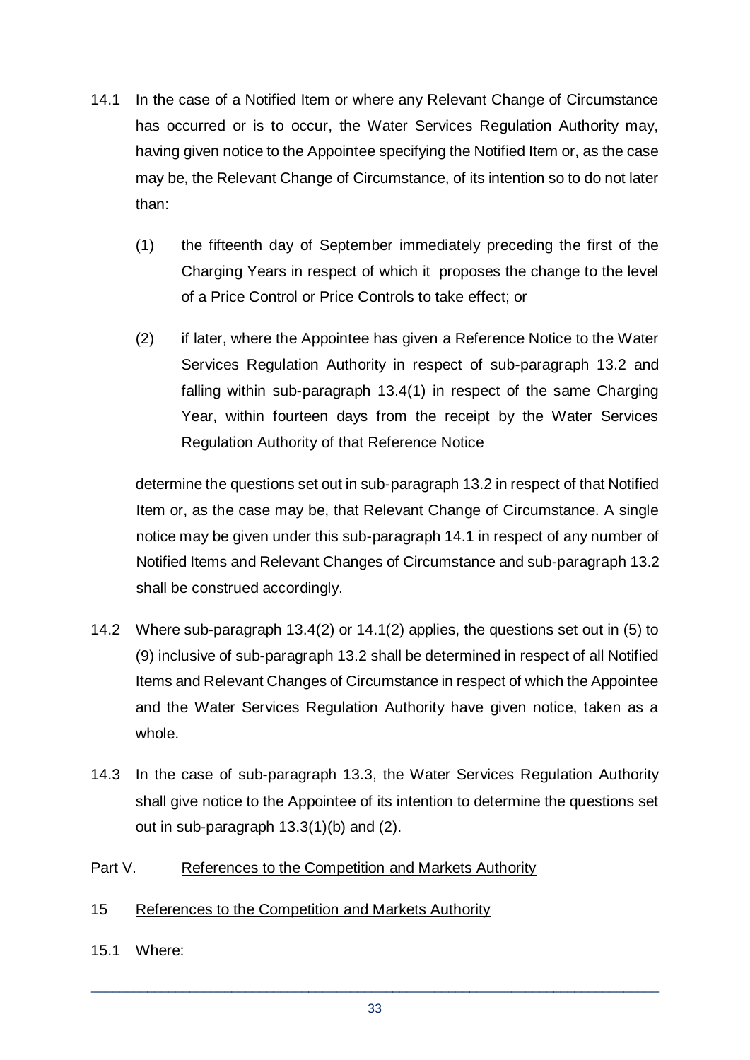14.1 In the case of a Notified Item or where any Relevant Change of Circumstance has occurred or is to occur, the Water Services Regulation Authority may, having given notice to the Appointee specifying the Notified Item or, as the case may be, the Relevant Change of Circumstance, of its intention so to do not later than:

(1) the fifteenth day of September immediately preceding the first of the Charging Years in respect of which it proposes the change to the level of a Price Control or Price Controls to take effect; or

(2) if later, where the Appointee has given a Reference Notice to the Water Services Regulation Authority in respect of sub-paragraph 13.2 and falling within sub-paragraph 13.4(1) in respect of the same Charging Year, within fourteen days from the receipt by the Water Services Regulation Authority of that Reference Notice

determine the questions set out in sub-paragraph 13.2 in respect of that Notified Item or, as the case may be, that Relevant Change of Circumstance. A single notice may be given under this sub-paragraph 14.1 in respect of any number of Notified Items and Relevant Changes of Circumstance and sub-paragraph 13.2 shall be construed accordingly.

14.2 Where sub-paragraph 13.4(2) or 14.1(2) applies, the questions set out in (5) to (9) inclusive of sub-paragraph 13.2 shall be determined in respect of all Notified Items and Relevant Changes of Circumstance in respect of which the Appointee and the Water Services Regulation Authority have given notice, taken as a whole.

14.3 In the case of sub-paragraph 13.3, the Water Services Regulation Authority shall give notice to the Appointee of its intention to determine the questions set out in sub-paragraph 13.3(1)(b) and (2).

## Part V. References to the Competition and Markets Authority

### 15 References to the Competition and Markets Authority

15.1 Where: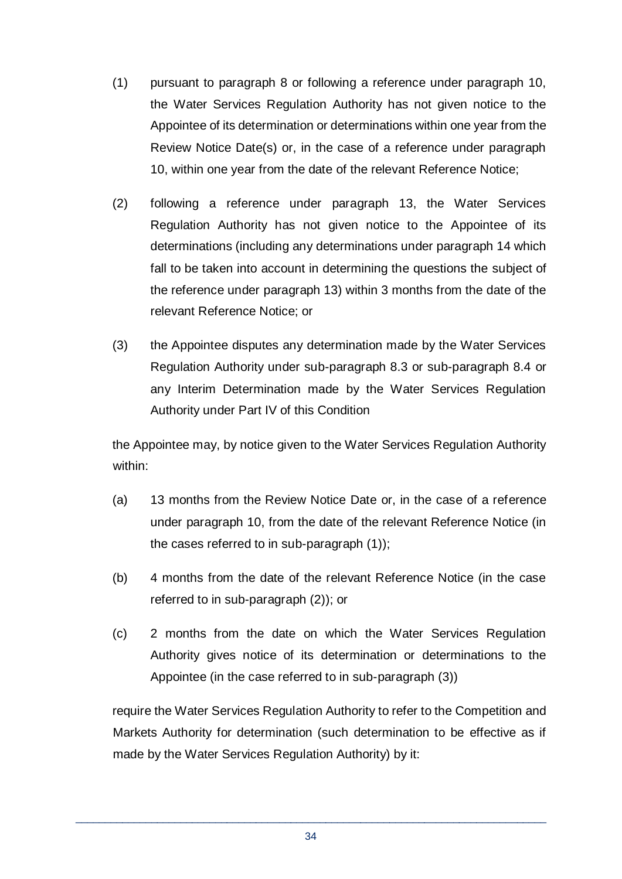(1) pursuant to paragraph 8 or following a reference under paragraph 10, the Water Services Regulation Authority has not given notice to the Appointee of its determination or determinations within one year from the Review Notice Date(s) or, in the case of a reference under paragraph 10, within one year from the date of the relevant Reference Notice;

(2) following a reference under paragraph 13, the Water Services Regulation Authority has not given notice to the Appointee of its determinations (including any determinations under paragraph 14 which fall to be taken into account in determining the questions the subject of the reference under paragraph 13) within 3 months from the date of the relevant Reference Notice; or

(3) the Appointee disputes any determination made by the Water Services Regulation Authority under sub-paragraph 8.3 or sub-paragraph 8.4 or any Interim Determination made by the Water Services Regulation Authority under Part IV of this Condition

the Appointee may, by notice given to the Water Services Regulation Authority within:

(a) 13 months from the Review Notice Date or, in the case of a reference under paragraph 10, from the date of the relevant Reference Notice (in the cases referred to in sub-paragraph (1));

(b) 4 months from the date of the relevant Reference Notice (in the case referred to in sub-paragraph (2)); or

(c) 2 months from the date on which the Water Services Regulation Authority gives notice of its determination or determinations to the Appointee (in the case referred to in sub-paragraph (3))

require the Water Services Regulation Authority to refer to the Competition and Markets Authority for determination (such determination to be effective as if made by the Water Services Regulation Authority) by it: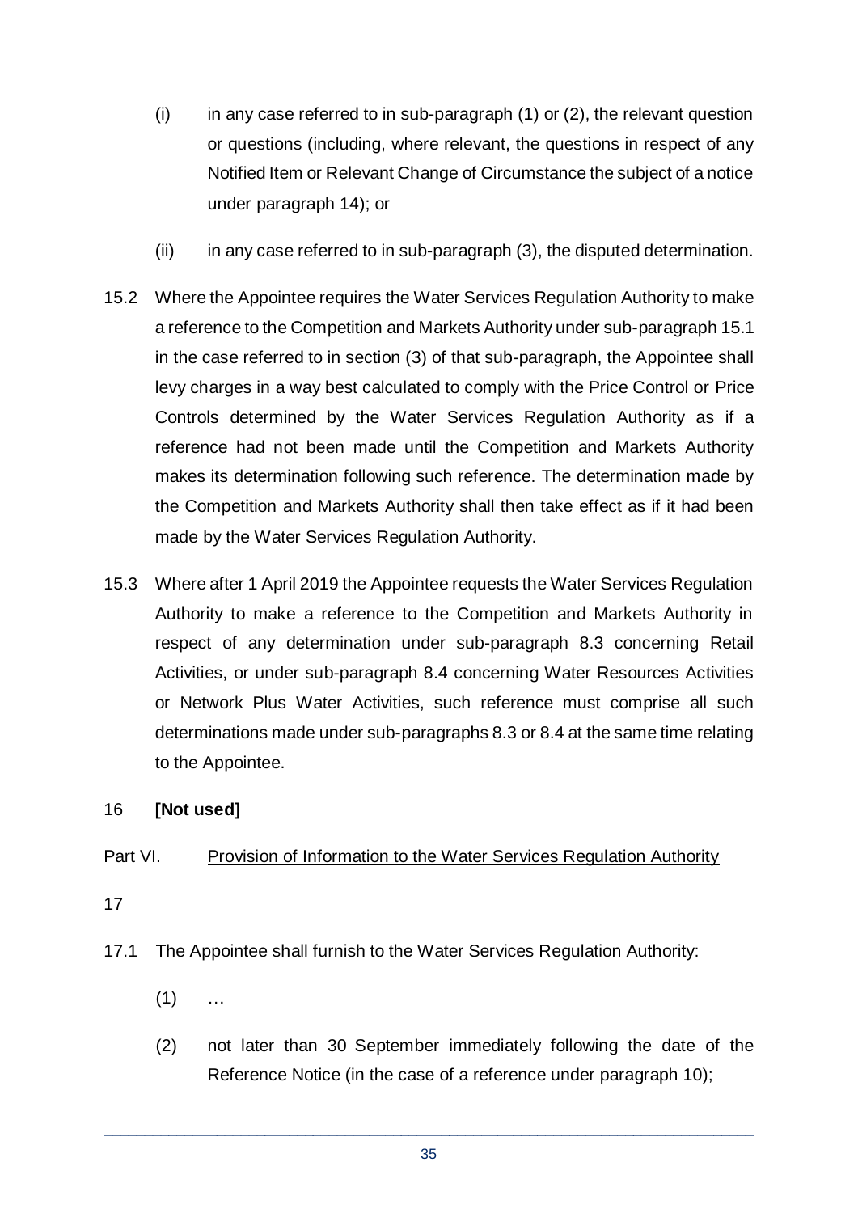(i) in any case referred to in sub-paragraph (1) or (2), the relevant question or questions (including, where relevant, the questions in respect of any Notified Item or Relevant Change of Circumstance the subject of a notice under paragraph 14); or

(ii) in any case referred to in sub-paragraph (3), the disputed determination.

15.2 Where the Appointee requires the Water Services Regulation Authority to make a reference to the Competition and Markets Authority under sub-paragraph 15.1 in the case referred to in section (3) of that sub-paragraph, the Appointee shall levy charges in a way best calculated to comply with the Price Control or Price Controls determined by the Water Services Regulation Authority as if a reference had not been made until the Competition and Markets Authority makes its determination following such reference. The determination made by the Competition and Markets Authority shall then take effect as if it had been made by the Water Services Regulation Authority.

15.3 Where after 1 April 2019 the Appointee requests the Water Services Regulation Authority to make a reference to the Competition and Markets Authority in respect of any determination under sub-paragraph 8.3 concerning Retail Activities, or under sub-paragraph 8.4 concerning Water Resources Activities or Network Plus Water Activities, such reference must comprise all such determinations made under sub-paragraphs 8.3 or 8.4 at the same time relating to the Appointee.

16 **[Not used]**

Part VI. Provision of Information to the Water Services Regulation Authority

17

17.1 The Appointee shall furnish to the Water Services Regulation Authority:

(1) …

(2) not later than 30 September immediately following the date of the Reference Notice (in the case of a reference under paragraph 10);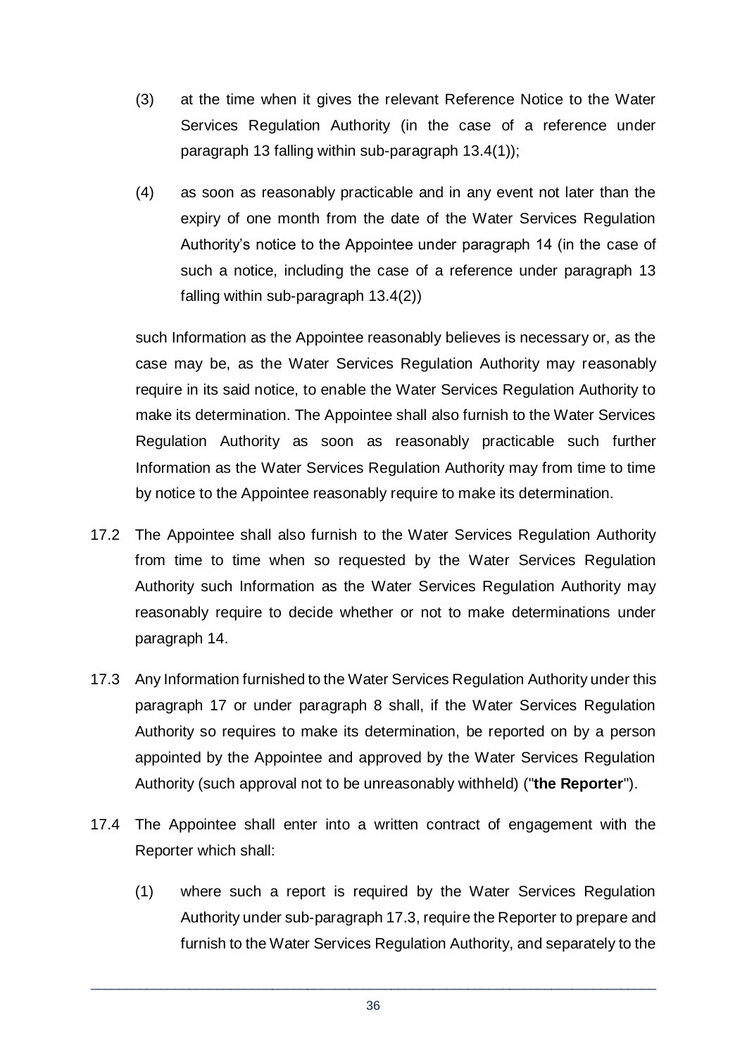(3) at the time when it gives the relevant Reference Notice to the Water Services Regulation Authority (in the case of a reference under paragraph 13 falling within sub-paragraph 13.4(1));

(4) as soon as reasonably practicable and in any event not later than the expiry of one month from the date of the Water Services Regulation Authority's notice to the Appointee under paragraph 14 (in the case of such a notice, including the case of a reference under paragraph 13 falling within sub-paragraph 13.4(2))

such Information as the Appointee reasonably believes is necessary or, as the case may be, as the Water Services Regulation Authority may reasonably require in its said notice, to enable the Water Services Regulation Authority to make its determination. The Appointee shall also furnish to the Water Services Regulation Authority as soon as reasonably practicable such further Information as the Water Services Regulation Authority may from time to time by notice to the Appointee reasonably require to make its determination.

17.2 The Appointee shall also furnish to the Water Services Regulation Authority from time to time when so requested by the Water Services Regulation Authority such Information as the Water Services Regulation Authority may reasonably require to decide whether or not to make determinations under paragraph 14.

17.3 Any Information furnished to the Water Services Regulation Authority under this paragraph 17 or under paragraph 8 shall, if the Water Services Regulation Authority so requires to make its determination, be reported on by a person appointed by the Appointee and approved by the Water Services Regulation Authority (such approval not to be unreasonably withheld) ("**the Reporter**").

17.4 The Appointee shall enter into a written contract of engagement with the Reporter which shall:

(1) where such a report is required by the Water Services Regulation Authority under sub-paragraph 17.3, require the Reporter to prepare and furnish to the Water Services Regulation Authority, and separately to the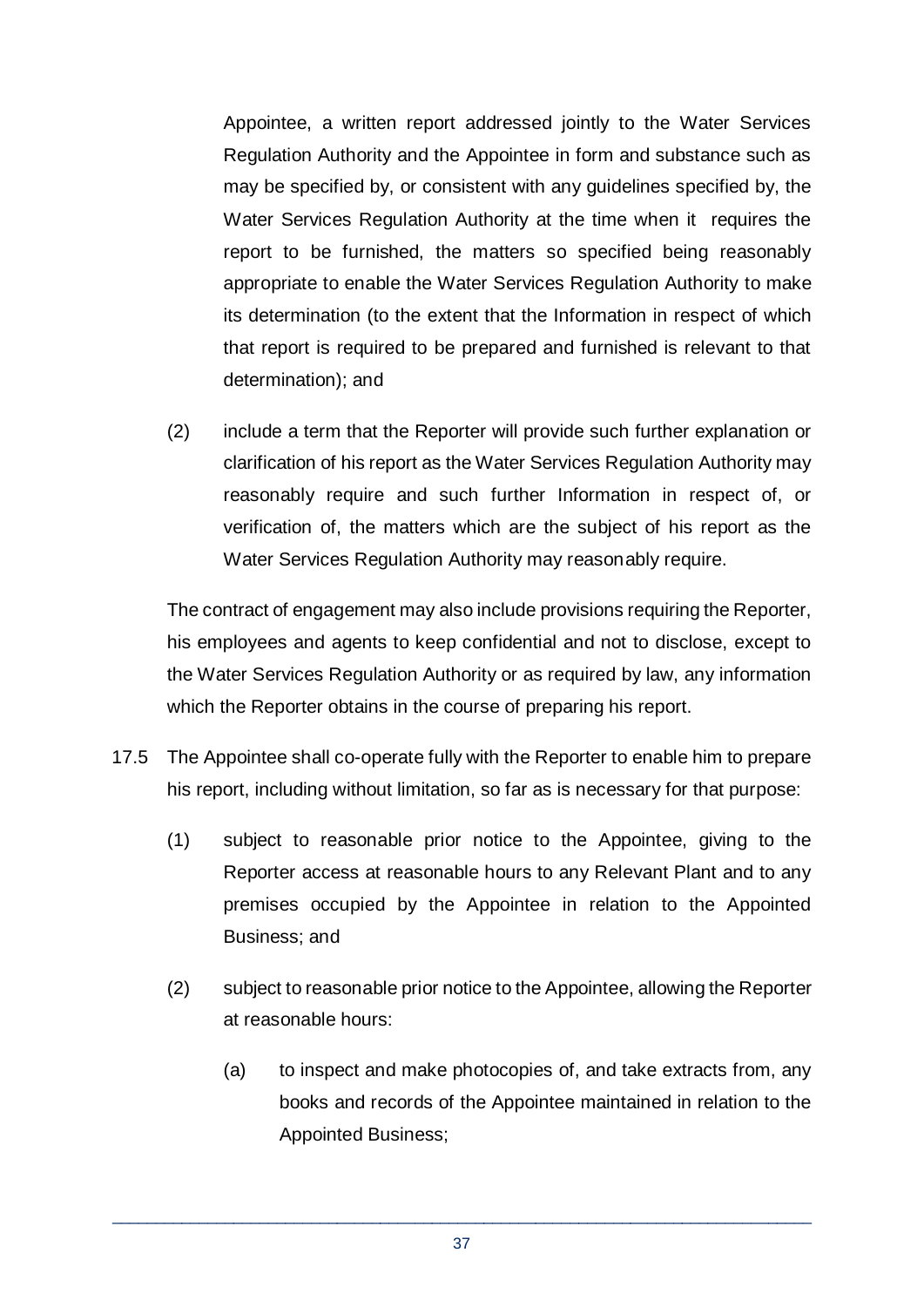Appointee, a written report addressed jointly to the Water Services Regulation Authority and the Appointee in form and substance such as may be specified by, or consistent with any guidelines specified by, the Water Services Regulation Authority at the time when it requires the report to be furnished, the matters so specified being reasonably appropriate to enable the Water Services Regulation Authority to make its determination (to the extent that the Information in respect of which that report is required to be prepared and furnished is relevant to that determination); and

(2) include a term that the Reporter will provide such further explanation or clarification of his report as the Water Services Regulation Authority may reasonably require and such further Information in respect of, or verification of, the matters which are the subject of his report as the Water Services Regulation Authority may reasonably require.

The contract of engagement may also include provisions requiring the Reporter, his employees and agents to keep confidential and not to disclose, except to the Water Services Regulation Authority or as required by law, any information which the Reporter obtains in the course of preparing his report.

17.5 The Appointee shall co-operate fully with the Reporter to enable him to prepare his report, including without limitation, so far as is necessary for that purpose:

(1) subject to reasonable prior notice to the Appointee, giving to the Reporter access at reasonable hours to any Relevant Plant and to any premises occupied by the Appointee in relation to the Appointed Business; and

(2) subject to reasonable prior notice to the Appointee, allowing the Reporter at reasonable hours:

(a) to inspect and make photocopies of, and take extracts from, any books and records of the Appointee maintained in relation to the Appointed Business;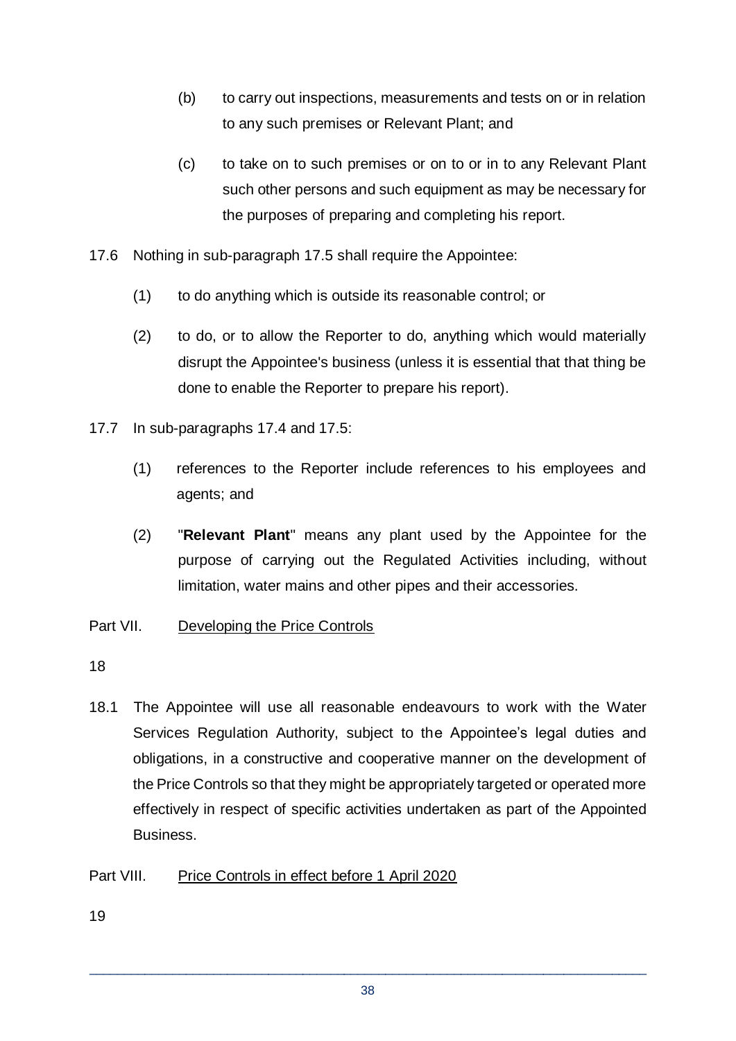(b) to carry out inspections, measurements and tests on or in relation to any such premises or Relevant Plant; and

(c) to take on to such premises or on to or in to any Relevant Plant such other persons and such equipment as may be necessary for the purposes of preparing and completing his report.

17.6 Nothing in sub-paragraph 17.5 shall require the Appointee:

(1) to do anything which is outside its reasonable control; or

(2) to do, or to allow the Reporter to do, anything which would materially disrupt the Appointee's business (unless it is essential that that thing be done to enable the Reporter to prepare his report).

17.7 In sub-paragraphs 17.4 and 17.5:

(1) references to the Reporter include references to his employees and agents; and

(2) "**Relevant Plant**" means any plant used by the Appointee for the purpose of carrying out the Regulated Activities including, without limitation, water mains and other pipes and their accessories.

## Part VII. Developing the Price Controls

18

18.1 The Appointee will use all reasonable endeavours to work with the Water Services Regulation Authority, subject to the Appointee's legal duties and obligations, in a constructive and cooperative manner on the development of the Price Controls so that they might be appropriately targeted or operated more effectively in respect of specific activities undertaken as part of the Appointed Business.

## Part VIII. Price Controls in effect before 1 April 2020

19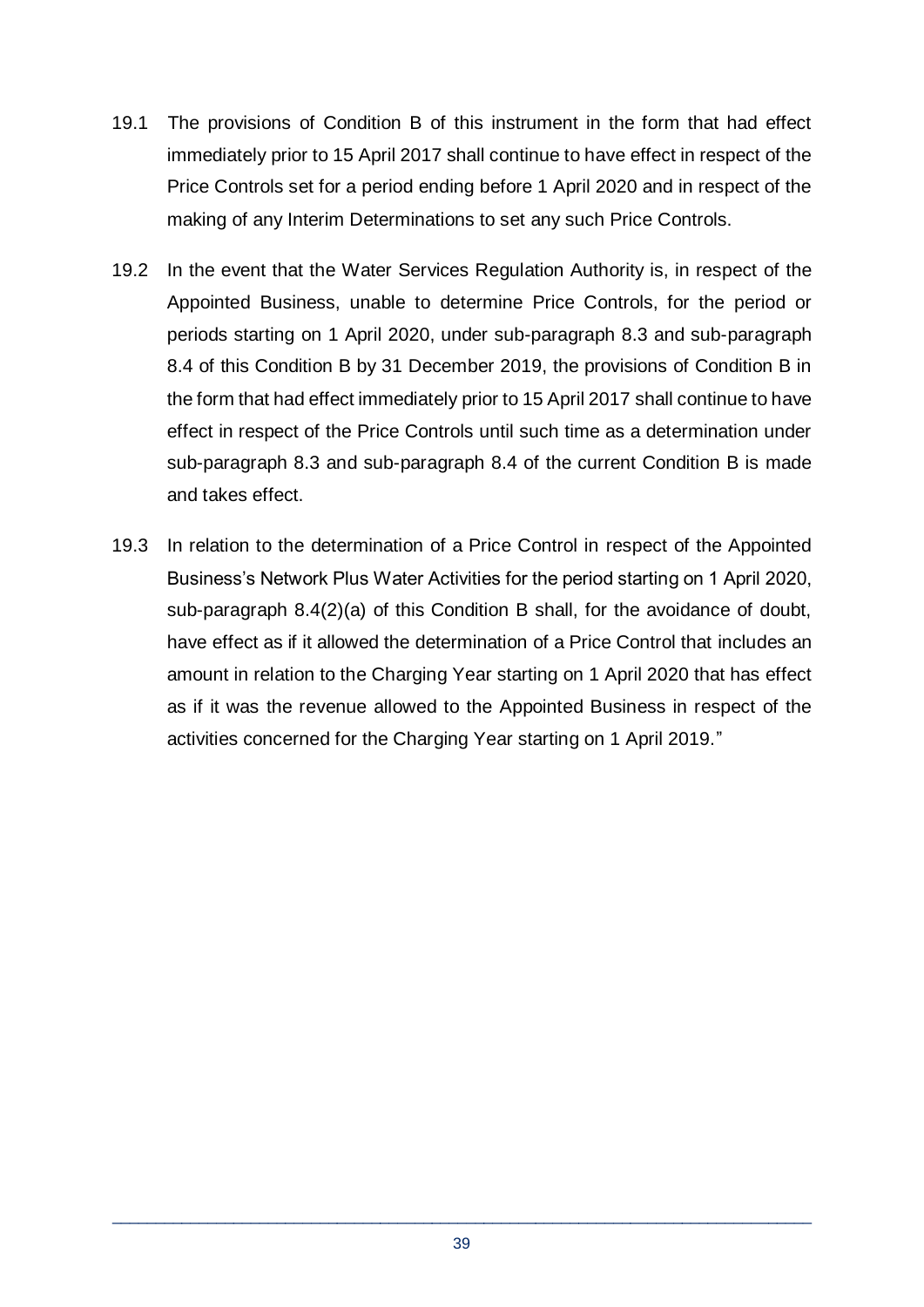19.1 The provisions of Condition B of this instrument in the form that had effect immediately prior to 15 April 2017 shall continue to have effect in respect of the Price Controls set for a period ending before 1 April 2020 and in respect of the making of any Interim Determinations to set any such Price Controls.

19.2 In the event that the Water Services Regulation Authority is, in respect of the Appointed Business, unable to determine Price Controls, for the period or periods starting on 1 April 2020, under sub-paragraph 8.3 and sub-paragraph 8.4 of this Condition B by 31 December 2019, the provisions of Condition B in the form that had effect immediately prior to 15 April 2017 shall continue to have effect in respect of the Price Controls until such time as a determination under sub-paragraph 8.3 and sub-paragraph 8.4 of the current Condition B is made and takes effect.

19.3 In relation to the determination of a Price Control in respect of the Appointed Business's Network Plus Water Activities for the period starting on 1 April 2020, sub-paragraph 8.4(2)(a) of this Condition B shall, for the avoidance of doubt, have effect as if it allowed the determination of a Price Control that includes an amount in relation to the Charging Year starting on 1 April 2020 that has effect as if it was the revenue allowed to the Appointed Business in respect of the activities concerned for the Charging Year starting on 1 April 2019."